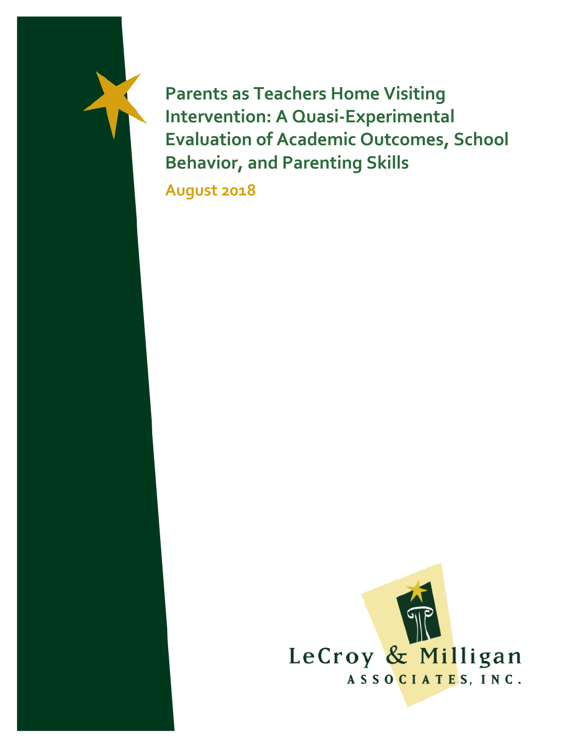# Parents as Teachers Home Visiting Intervention: A Quasi-Experimental Evaluation of Academic Outcomes, School Behavior, and Parenting Skills

**August 2018**

LeCroy & Milligan

ASSOCIATES, INC.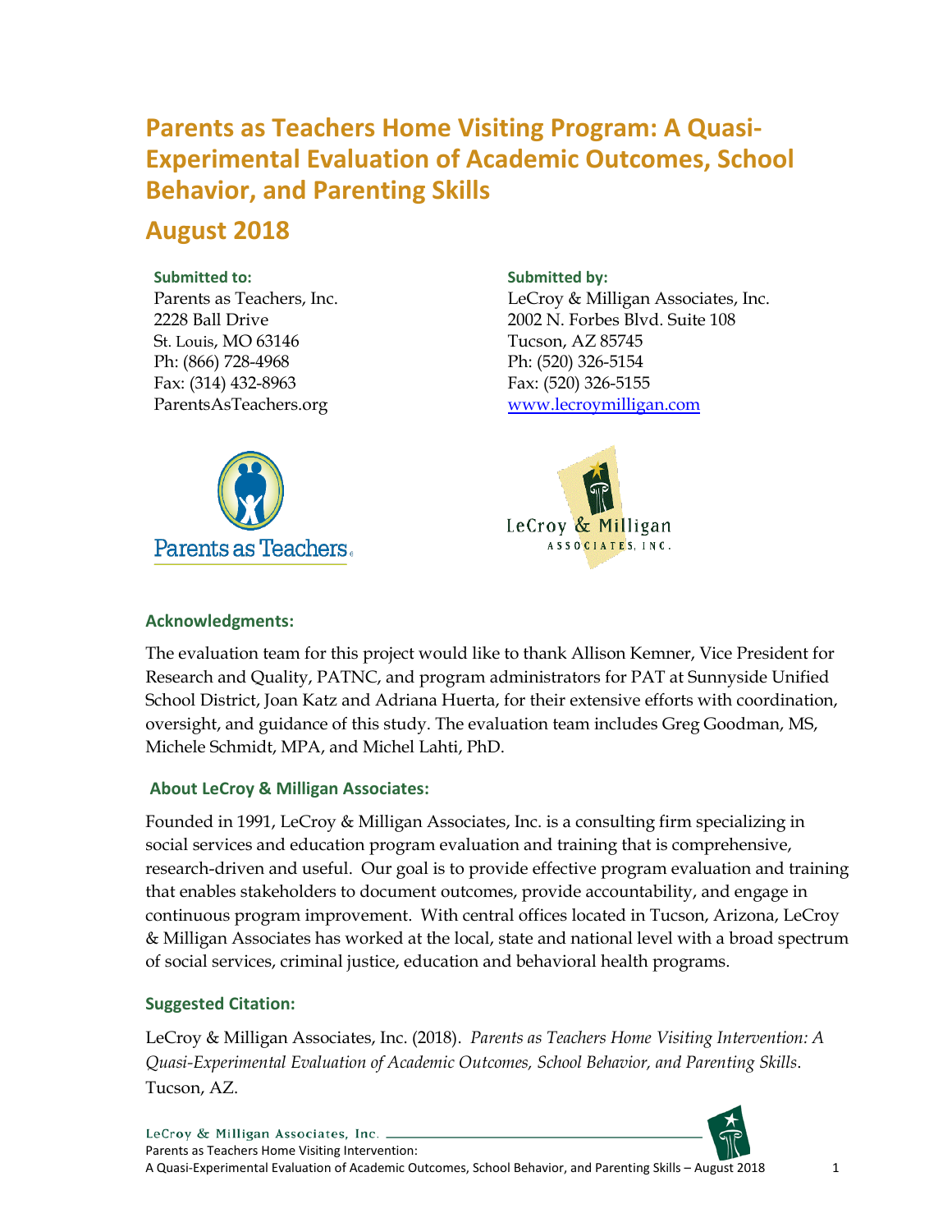# Parents as Teachers Home Visiting Program: A Quasi-Experimental Evaluation of Academic Outcomes, School Behavior, and Parenting Skills

## August 2018

**Submitted to:**
Parents as Teachers, Inc.
2228 Ball Drive
St. Louis, MO 63146
Ph: (866) 728-4968
Fax: (314) 432-8963
ParentsAsTeachers.org

**Submitted by:**
LeCroy & Milligan Associates, Inc.
2002 N. Forbes Blvd. Suite 108
Tucson, AZ 85745
Ph: (520) 326-5154
Fax: (520) 326-5155
www.lecroymilligan.com

### Acknowledgments:

The evaluation team for this project would like to thank Allison Kemner, Vice President for Research and Quality, PATNC, and program administrators for PAT at Sunnyside Unified School District, Joan Katz and Adriana Huerta, for their extensive efforts with coordination, oversight, and guidance of this study. The evaluation team includes Greg Goodman, MS, Michele Schmidt, MPA, and Michel Lahti, PhD.

### About LeCroy & Milligan Associates:

Founded in 1991, LeCroy & Milligan Associates, Inc. is a consulting firm specializing in social services and education program evaluation and training that is comprehensive, research-driven and useful. Our goal is to provide effective program evaluation and training that enables stakeholders to document outcomes, provide accountability, and engage in continuous program improvement. With central offices located in Tucson, Arizona, LeCroy & Milligan Associates has worked at the local, state and national level with a broad spectrum of social services, criminal justice, education and behavioral health programs.

### Suggested Citation:

LeCroy & Milligan Associates, Inc. (2018). *Parents as Teachers Home Visiting Intervention: A Quasi-Experimental Evaluation of Academic Outcomes, School Behavior, and Parenting Skills*. Tucson, AZ.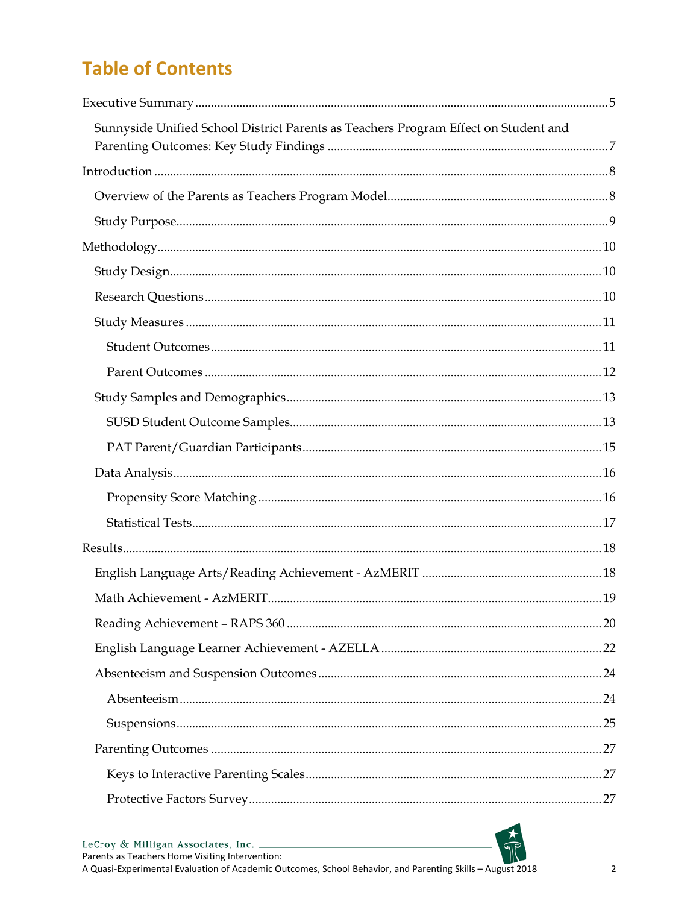# Table of Contents

Executive Summary ..... 5

- Sunnyside Unified School District Parents as Teachers Program Effect on Student and Parenting Outcomes: Key Study Findings ..... 7

Introduction ..... 8

- Overview of the Parents as Teachers Program Model ..... 8
- Study Purpose ..... 9

Methodology ..... 10

- Study Design ..... 10
- Research Questions ..... 10
- Study Measures ..... 11
  - Student Outcomes ..... 11
  - Parent Outcomes ..... 12
- Study Samples and Demographics ..... 13
  - SUSD Student Outcome Samples ..... 13
  - PAT Parent/Guardian Participants ..... 15
- Data Analysis ..... 16
  - Propensity Score Matching ..... 16
  - Statistical Tests ..... 17

Results ..... 18

- English Language Arts/Reading Achievement - AzMERIT ..... 18
- Math Achievement - AzMERIT ..... 19
- Reading Achievement – RAPS 360 ..... 20
- English Language Learner Achievement - AZELLA ..... 22
- Absenteeism and Suspension Outcomes ..... 24
  - Absenteeism ..... 24
  - Suspensions ..... 25
- Parenting Outcomes ..... 27
  - Keys to Interactive Parenting Scales ..... 27
  - Protective Factors Survey ..... 27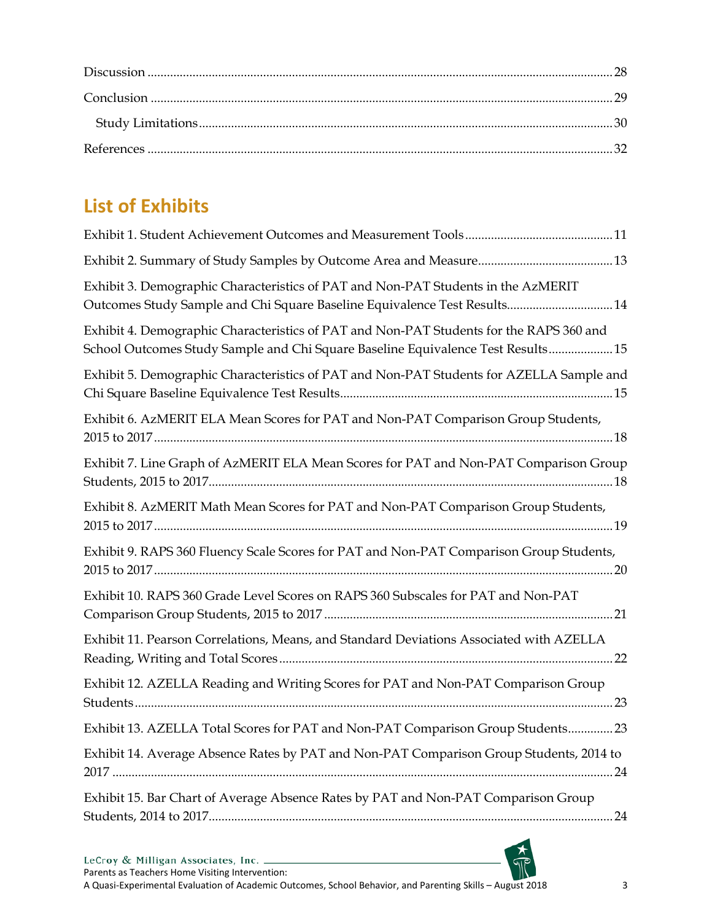Discussion ........................................................................................................................................ 28

Conclusion ....................................................................................................................................... 29

Study Limitations ........................................................................................................................ 30

References ....................................................................................................................................... 32

## List of Exhibits

Exhibit 1. Student Achievement Outcomes and Measurement Tools ............................................. 11

Exhibit 2. Summary of Study Samples by Outcome Area and Measure .......................................... 13

Exhibit 3. Demographic Characteristics of PAT and Non-PAT Students in the AzMERIT Outcomes Study Sample and Chi Square Baseline Equivalence Test Results ................................ 14

Exhibit 4. Demographic Characteristics of PAT and Non-PAT Students for the RAPS 360 and School Outcomes Study Sample and Chi Square Baseline Equivalence Test Results .................... 15

Exhibit 5. Demographic Characteristics of PAT and Non-PAT Students for AZELLA Sample and Chi Square Baseline Equivalence Test Results .................................................................................... 15

Exhibit 6. AzMERIT ELA Mean Scores for PAT and Non-PAT Comparison Group Students, 2015 to 2017 ....................................................................................................................................... 18

Exhibit 7. Line Graph of AzMERIT ELA Mean Scores for PAT and Non-PAT Comparison Group Students, 2015 to 2017 ...................................................................................................................... 18

Exhibit 8. AzMERIT Math Mean Scores for PAT and Non-PAT Comparison Group Students, 2015 to 2017 ....................................................................................................................................... 19

Exhibit 9. RAPS 360 Fluency Scale Scores for PAT and Non-PAT Comparison Group Students, 2015 to 2017 ....................................................................................................................................... 20

Exhibit 10. RAPS 360 Grade Level Scores on RAPS 360 Subscales for PAT and Non-PAT Comparison Group Students, 2015 to 2017 ..................................................................................... 21

Exhibit 11. Pearson Correlations, Means, and Standard Deviations Associated with AZELLA Reading, Writing and Total Scores ..................................................................................................... 22

Exhibit 12. AZELLA Reading and Writing Scores for PAT and Non-PAT Comparison Group Students ............................................................................................................................................. 23

Exhibit 13. AZELLA Total Scores for PAT and Non-PAT Comparison Group Students .............. 23

Exhibit 14. Average Absence Rates by PAT and Non-PAT Comparison Group Students, 2014 to 2017 ................................................................................................................................................... 24

Exhibit 15. Bar Chart of Average Absence Rates by PAT and Non-PAT Comparison Group Students, 2014 to 2017 ...................................................................................................................... 24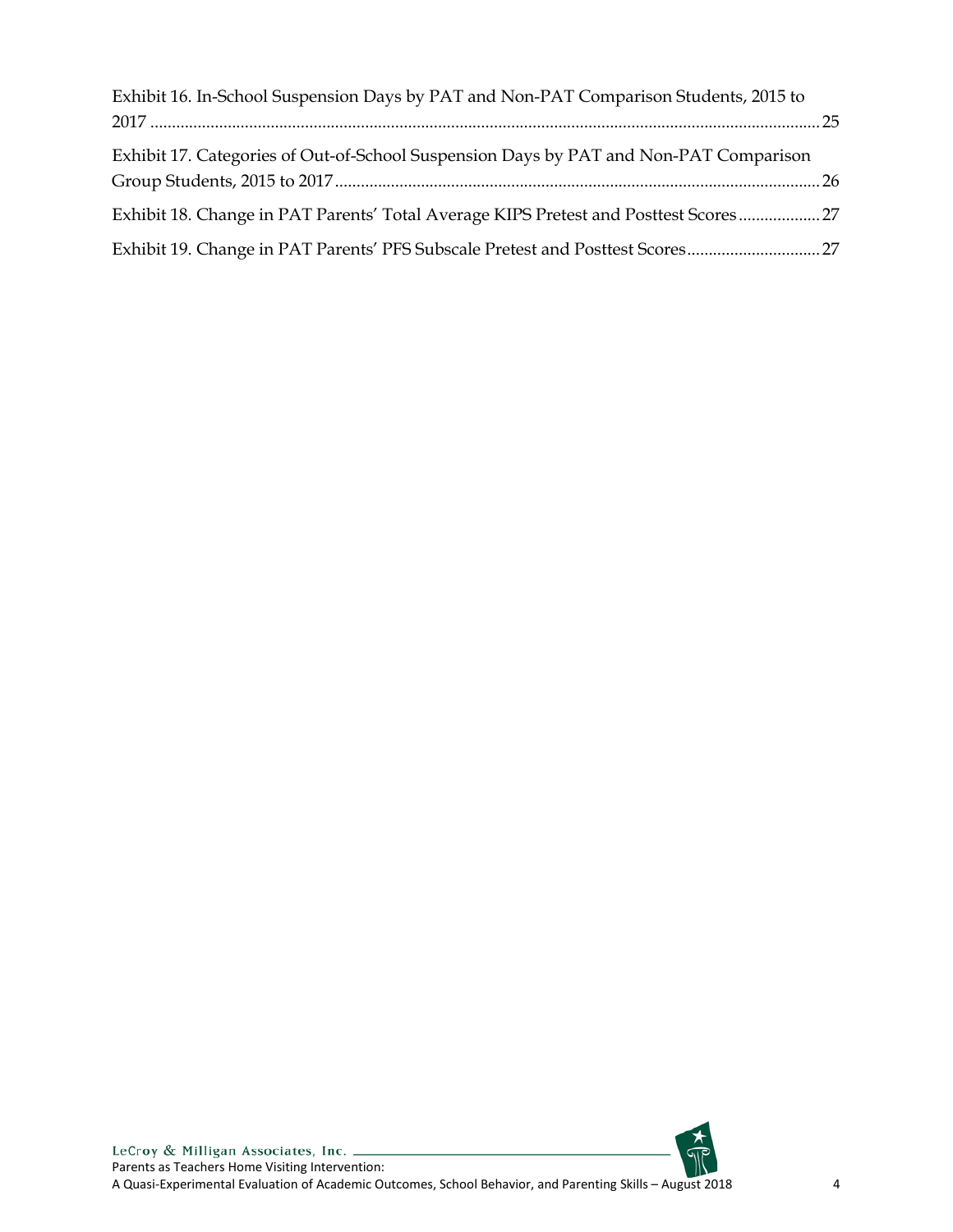Exhibit 16. In-School Suspension Days by PAT and Non-PAT Comparison Students, 2015 to 2017 ........................................................................................................................................ 25

Exhibit 17. Categories of Out-of-School Suspension Days by PAT and Non-PAT Comparison Group Students, 2015 to 2017 ............................................................................................................... 26

Exhibit 18. Change in PAT Parents' Total Average KIPS Pretest and Posttest Scores .................. 27

Exhibit 19. Change in PAT Parents' PFS Subscale Pretest and Posttest Scores .............................. 27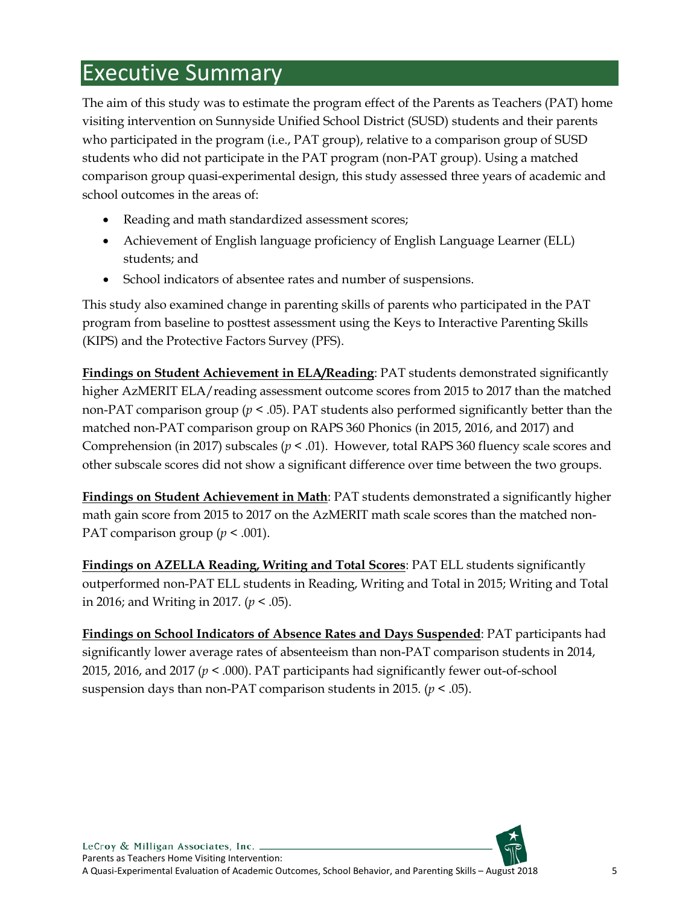# Executive Summary

The aim of this study was to estimate the program effect of the Parents as Teachers (PAT) home visiting intervention on Sunnyside Unified School District (SUSD) students and their parents who participated in the program (i.e., PAT group), relative to a comparison group of SUSD students who did not participate in the PAT program (non-PAT group). Using a matched comparison group quasi-experimental design, this study assessed three years of academic and school outcomes in the areas of:

- Reading and math standardized assessment scores;
- Achievement of English language proficiency of English Language Learner (ELL) students; and
- School indicators of absentee rates and number of suspensions.

This study also examined change in parenting skills of parents who participated in the PAT program from baseline to posttest assessment using the Keys to Interactive Parenting Skills (KIPS) and the Protective Factors Survey (PFS).

**Findings on Student Achievement in ELA/Reading**: PAT students demonstrated significantly higher AzMERIT ELA/reading assessment outcome scores from 2015 to 2017 than the matched non-PAT comparison group ($p < .05$). PAT students also performed significantly better than the matched non-PAT comparison group on RAPS 360 Phonics (in 2015, 2016, and 2017) and Comprehension (in 2017) subscales ($p < .01$). However, total RAPS 360 fluency scale scores and other subscale scores did not show a significant difference over time between the two groups.

**Findings on Student Achievement in Math**: PAT students demonstrated a significantly higher math gain score from 2015 to 2017 on the AzMERIT math scale scores than the matched non-PAT comparison group ($p < .001$).

**Findings on AZELLA Reading, Writing and Total Scores**: PAT ELL students significantly outperformed non-PAT ELL students in Reading, Writing and Total in 2015; Writing and Total in 2016; and Writing in 2017. ($p < .05$).

**Findings on School Indicators of Absence Rates and Days Suspended**: PAT participants had significantly lower average rates of absenteeism than non-PAT comparison students in 2014, 2015, 2016, and 2017 ($p < .000$). PAT participants had significantly fewer out-of-school suspension days than non-PAT comparison students in 2015. ($p < .05$).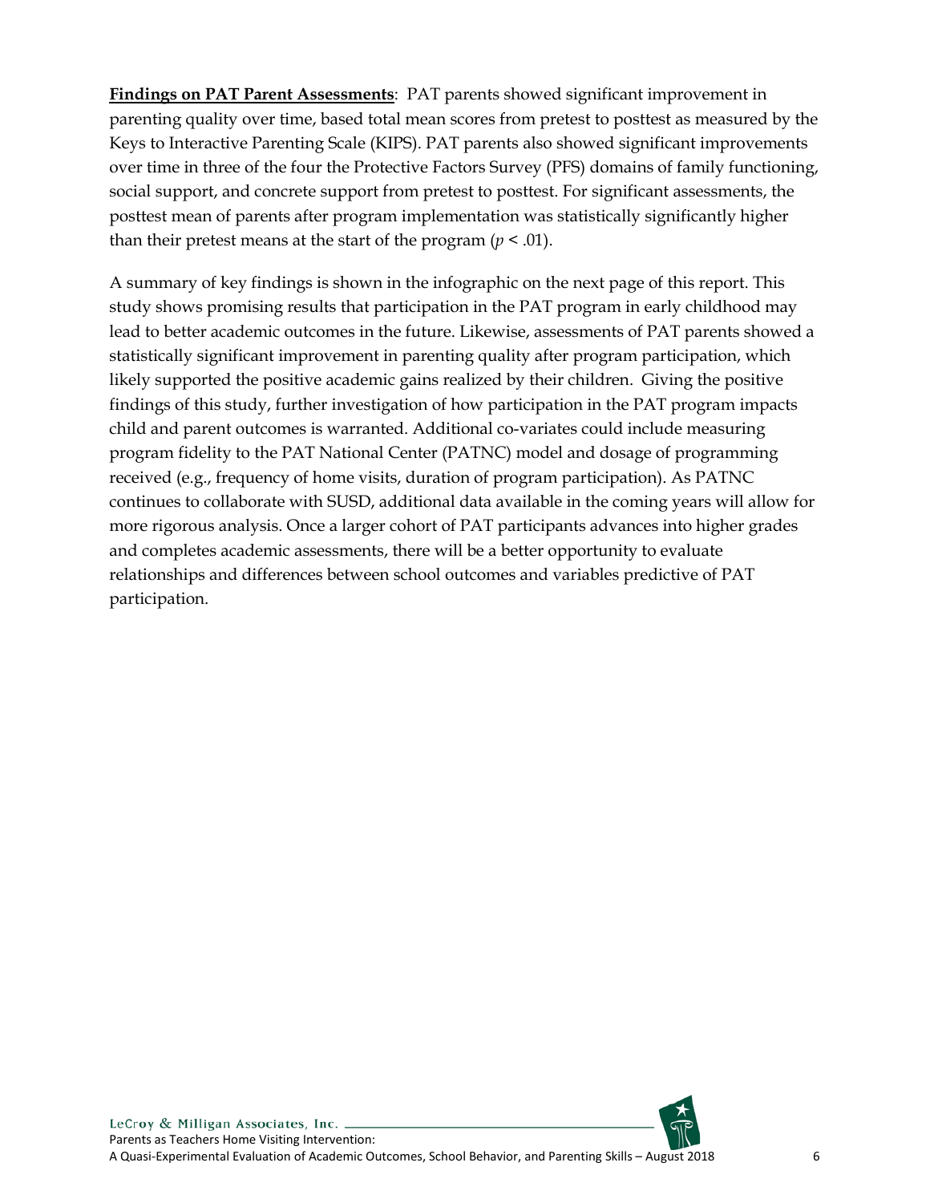**<u>Findings on PAT Parent Assessments</u>**: PAT parents showed significant improvement in parenting quality over time, based total mean scores from pretest to posttest as measured by the Keys to Interactive Parenting Scale (KIPS). PAT parents also showed significant improvements over time in three of the four the Protective Factors Survey (PFS) domains of family functioning, social support, and concrete support from pretest to posttest. For significant assessments, the posttest mean of parents after program implementation was statistically significantly higher than their pretest means at the start of the program ($p < .01$).

A summary of key findings is shown in the infographic on the next page of this report. This study shows promising results that participation in the PAT program in early childhood may lead to better academic outcomes in the future. Likewise, assessments of PAT parents showed a statistically significant improvement in parenting quality after program participation, which likely supported the positive academic gains realized by their children. Giving the positive findings of this study, further investigation of how participation in the PAT program impacts child and parent outcomes is warranted. Additional co-variates could include measuring program fidelity to the PAT National Center (PATNC) model and dosage of programming received (e.g., frequency of home visits, duration of program participation). As PATNC continues to collaborate with SUSD, additional data available in the coming years will allow for more rigorous analysis. Once a larger cohort of PAT participants advances into higher grades and completes academic assessments, there will be a better opportunity to evaluate relationships and differences between school outcomes and variables predictive of PAT participation.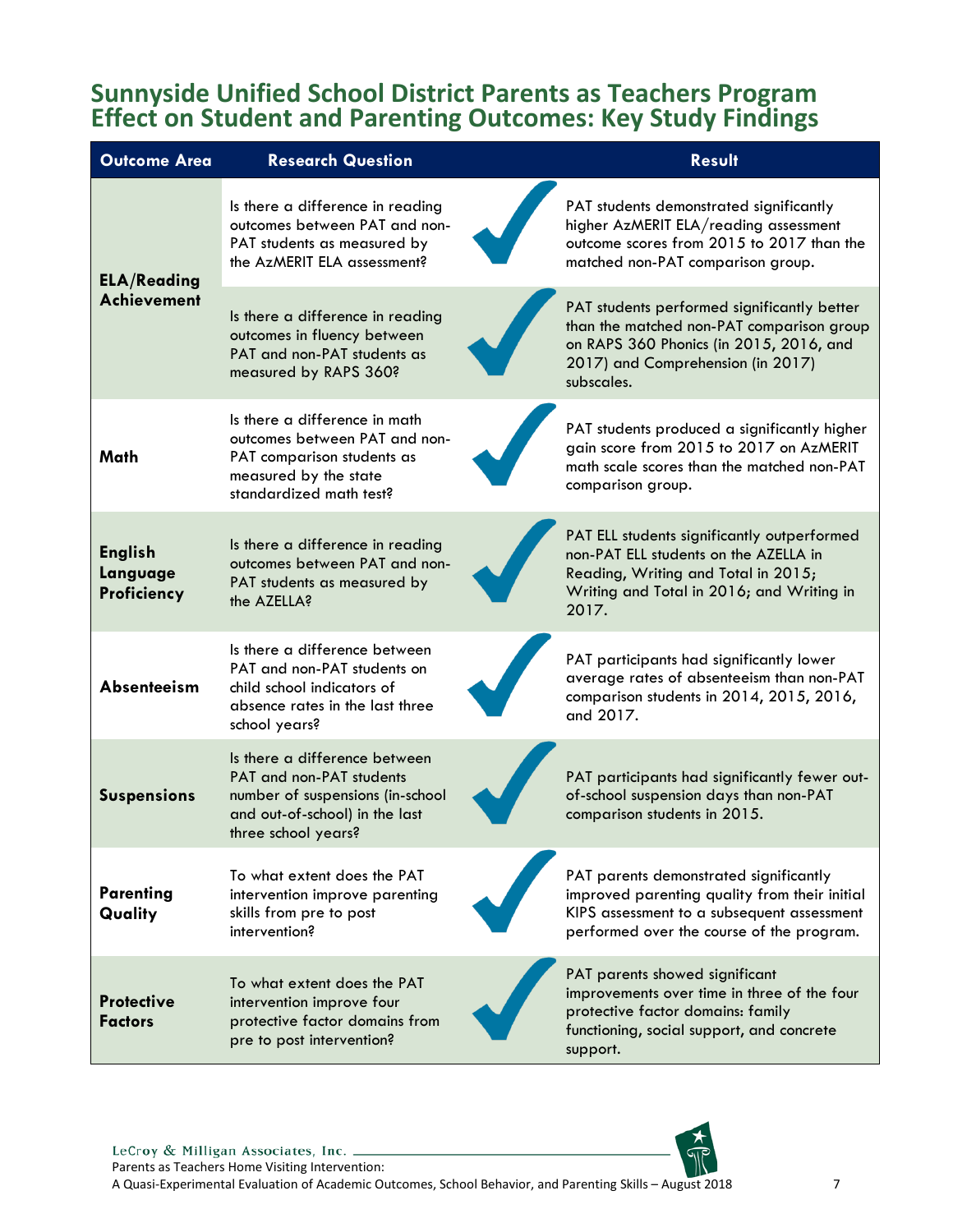# Sunnyside Unified School District Parents as Teachers Program Effect on Student and Parenting Outcomes: Key Study Findings

| Outcome Area | Research Question | | Result |
|---|---|---|---|
| ELA/Reading Achievement | Is there a difference in reading outcomes between PAT and non-PAT students as measured by the AzMERIT ELA assessment? | ✓ | PAT students demonstrated significantly higher AzMERIT ELA/reading assessment outcome scores from 2015 to 2017 than the matched non-PAT comparison group. |
| | Is there a difference in reading outcomes in fluency between PAT and non-PAT students as measured by RAPS 360? | ✓ | PAT students performed significantly better than the matched non-PAT comparison group on RAPS 360 Phonics (in 2015, 2016, and 2017) and Comprehension (in 2017) subscales. |
| Math | Is there a difference in math outcomes between PAT and non-PAT comparison students as measured by the state standardized math test? | ✓ | PAT students produced a significantly higher gain score from 2015 to 2017 on AzMERIT math scale scores than the matched non-PAT comparison group. |
| English Language Proficiency | Is there a difference in reading outcomes between PAT and non-PAT students as measured by the AZELLA? | ✓ | PAT ELL students significantly outperformed non-PAT ELL students on the AZELLA in Reading, Writing and Total in 2015; Writing and Total in 2016; and Writing in 2017. |
| Absenteeism | Is there a difference between PAT and non-PAT students on child school indicators of absence rates in the last three school years? | ✓ | PAT participants had significantly lower average rates of absenteeism than non-PAT comparison students in 2014, 2015, 2016, and 2017. |
| Suspensions | Is there a difference between PAT and non-PAT students number of suspensions (in-school and out-of-school) in the last three school years? | ✓ | PAT participants had significantly fewer out-of-school suspension days than non-PAT comparison students in 2015. |
| Parenting Quality | To what extent does the PAT intervention improve parenting skills from pre to post intervention? | ✓ | PAT parents demonstrated significantly improved parenting quality from their initial KIPS assessment to a subsequent assessment performed over the course of the program. |
| Protective Factors | To what extent does the PAT intervention improve four protective factor domains from pre to post intervention? | ✓ | PAT parents showed significant improvements over time in three of the four protective factor domains: family functioning, social support, and concrete support. |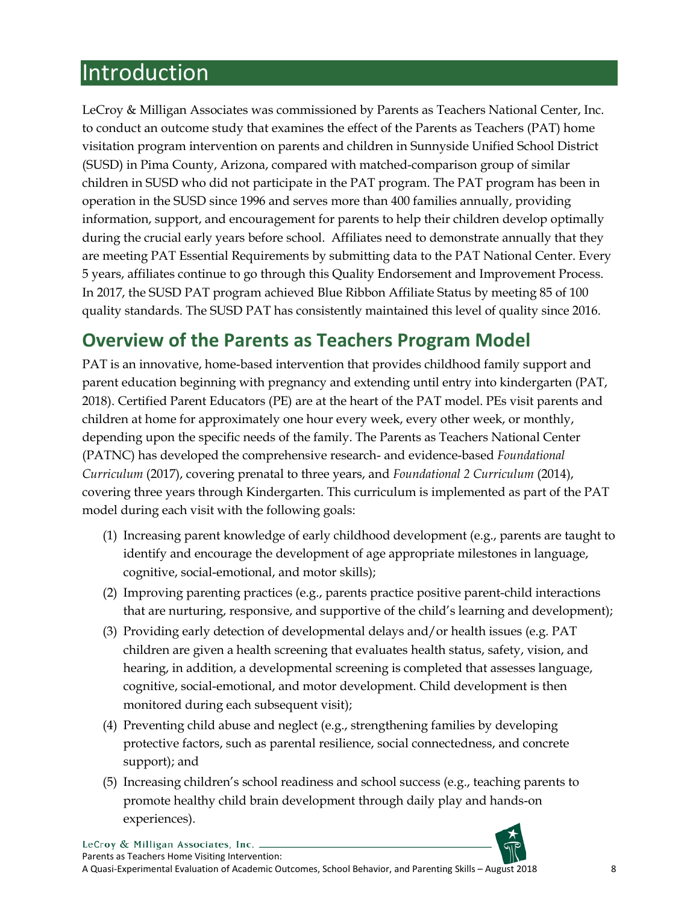# Introduction

LeCroy & Milligan Associates was commissioned by Parents as Teachers National Center, Inc. to conduct an outcome study that examines the effect of the Parents as Teachers (PAT) home visitation program intervention on parents and children in Sunnyside Unified School District (SUSD) in Pima County, Arizona, compared with matched-comparison group of similar children in SUSD who did not participate in the PAT program. The PAT program has been in operation in the SUSD since 1996 and serves more than 400 families annually, providing information, support, and encouragement for parents to help their children develop optimally during the crucial early years before school. Affiliates need to demonstrate annually that they are meeting PAT Essential Requirements by submitting data to the PAT National Center. Every 5 years, affiliates continue to go through this Quality Endorsement and Improvement Process. In 2017, the SUSD PAT program achieved Blue Ribbon Affiliate Status by meeting 85 of 100 quality standards. The SUSD PAT has consistently maintained this level of quality since 2016.

## Overview of the Parents as Teachers Program Model

PAT is an innovative, home-based intervention that provides childhood family support and parent education beginning with pregnancy and extending until entry into kindergarten (PAT, 2018). Certified Parent Educators (PE) are at the heart of the PAT model. PEs visit parents and children at home for approximately one hour every week, every other week, or monthly, depending upon the specific needs of the family. The Parents as Teachers National Center (PATNC) has developed the comprehensive research- and evidence-based *Foundational Curriculum* (2017), covering prenatal to three years, and *Foundational 2 Curriculum* (2014), covering three years through Kindergarten. This curriculum is implemented as part of the PAT model during each visit with the following goals:

(1) Increasing parent knowledge of early childhood development (e.g., parents are taught to identify and encourage the development of age appropriate milestones in language, cognitive, social-emotional, and motor skills);

(2) Improving parenting practices (e.g., parents practice positive parent-child interactions that are nurturing, responsive, and supportive of the child's learning and development);

(3) Providing early detection of developmental delays and/or health issues (e.g. PAT children are given a health screening that evaluates health status, safety, vision, and hearing, in addition, a developmental screening is completed that assesses language, cognitive, social-emotional, and motor development. Child development is then monitored during each subsequent visit);

(4) Preventing child abuse and neglect (e.g., strengthening families by developing protective factors, such as parental resilience, social connectedness, and concrete support); and

(5) Increasing children's school readiness and school success (e.g., teaching parents to promote healthy child brain development through daily play and hands-on experiences).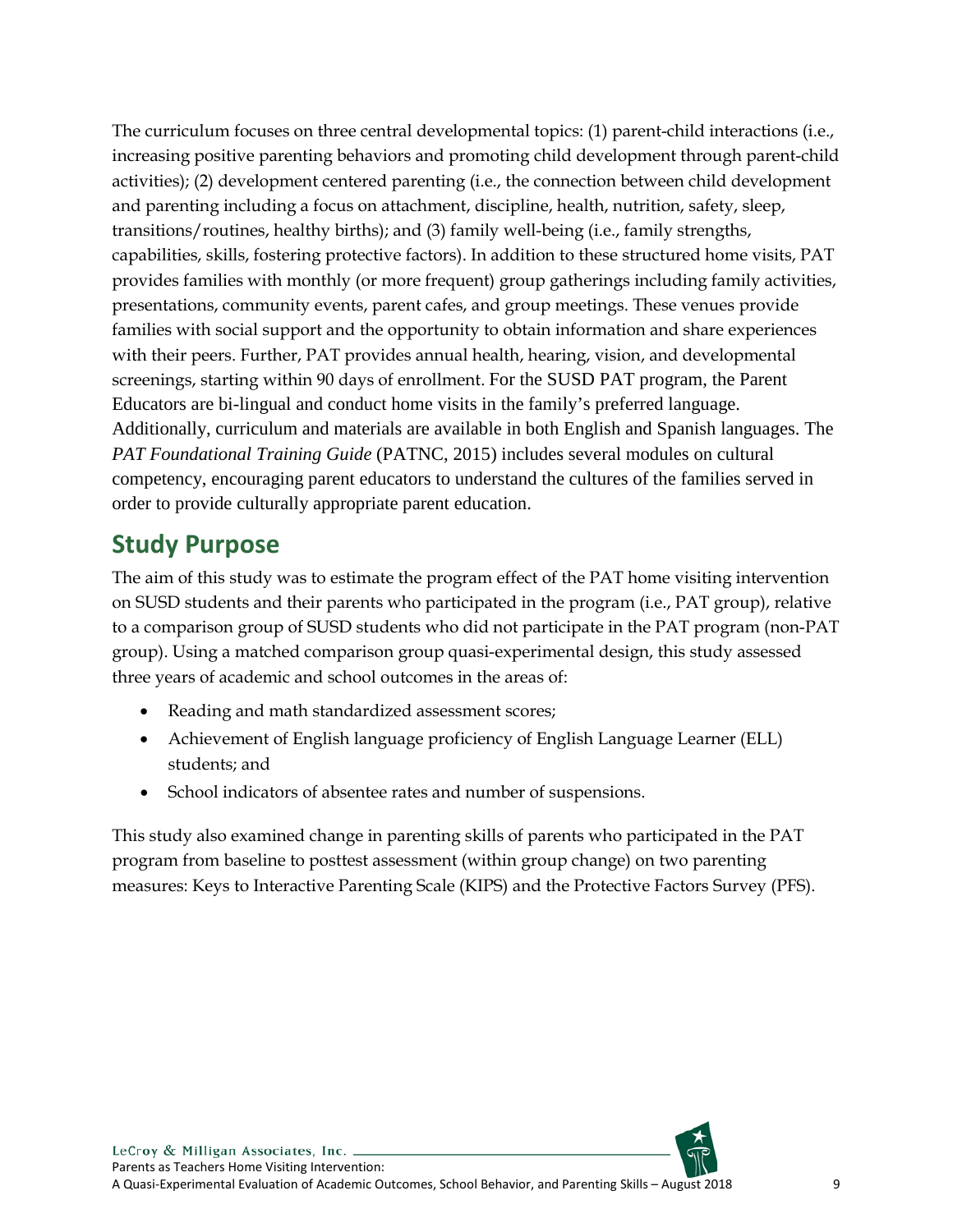The curriculum focuses on three central developmental topics: (1) parent-child interactions (i.e., increasing positive parenting behaviors and promoting child development through parent-child activities); (2) development centered parenting (i.e., the connection between child development and parenting including a focus on attachment, discipline, health, nutrition, safety, sleep, transitions/routines, healthy births); and (3) family well-being (i.e., family strengths, capabilities, skills, fostering protective factors). In addition to these structured home visits, PAT provides families with monthly (or more frequent) group gatherings including family activities, presentations, community events, parent cafes, and group meetings. These venues provide families with social support and the opportunity to obtain information and share experiences with their peers. Further, PAT provides annual health, hearing, vision, and developmental screenings, starting within 90 days of enrollment. For the SUSD PAT program, the Parent Educators are bi-lingual and conduct home visits in the family's preferred language. Additionally, curriculum and materials are available in both English and Spanish languages. The *PAT Foundational Training Guide* (PATNC, 2015) includes several modules on cultural competency, encouraging parent educators to understand the cultures of the families served in order to provide culturally appropriate parent education.

## Study Purpose

The aim of this study was to estimate the program effect of the PAT home visiting intervention on SUSD students and their parents who participated in the program (i.e., PAT group), relative to a comparison group of SUSD students who did not participate in the PAT program (non-PAT group). Using a matched comparison group quasi-experimental design, this study assessed three years of academic and school outcomes in the areas of:

- Reading and math standardized assessment scores;
- Achievement of English language proficiency of English Language Learner (ELL) students; and
- School indicators of absentee rates and number of suspensions.

This study also examined change in parenting skills of parents who participated in the PAT program from baseline to posttest assessment (within group change) on two parenting measures: Keys to Interactive Parenting Scale (KIPS) and the Protective Factors Survey (PFS).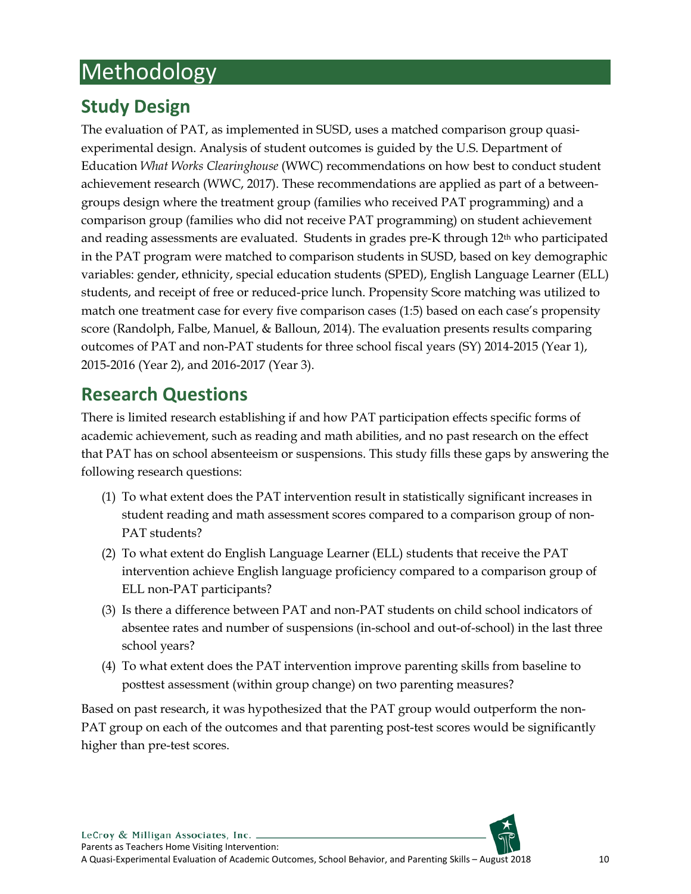# Methodology

## Study Design

The evaluation of PAT, as implemented in SUSD, uses a matched comparison group quasi-experimental design. Analysis of student outcomes is guided by the U.S. Department of Education *What Works Clearinghouse* (WWC) recommendations on how best to conduct student achievement research (WWC, 2017). These recommendations are applied as part of a between-groups design where the treatment group (families who received PAT programming) and a comparison group (families who did not receive PAT programming) on student achievement and reading assessments are evaluated. Students in grades pre-K through 12th who participated in the PAT program were matched to comparison students in SUSD, based on key demographic variables: gender, ethnicity, special education students (SPED), English Language Learner (ELL) students, and receipt of free or reduced-price lunch. Propensity Score matching was utilized to match one treatment case for every five comparison cases (1:5) based on each case's propensity score (Randolph, Falbe, Manuel, & Balloun, 2014). The evaluation presents results comparing outcomes of PAT and non-PAT students for three school fiscal years (SY) 2014-2015 (Year 1), 2015-2016 (Year 2), and 2016-2017 (Year 3).

## Research Questions

There is limited research establishing if and how PAT participation effects specific forms of academic achievement, such as reading and math abilities, and no past research on the effect that PAT has on school absenteeism or suspensions. This study fills these gaps by answering the following research questions:

(1) To what extent does the PAT intervention result in statistically significant increases in student reading and math assessment scores compared to a comparison group of non-PAT students?

(2) To what extent do English Language Learner (ELL) students that receive the PAT intervention achieve English language proficiency compared to a comparison group of ELL non-PAT participants?

(3) Is there a difference between PAT and non-PAT students on child school indicators of absentee rates and number of suspensions (in-school and out-of-school) in the last three school years?

(4) To what extent does the PAT intervention improve parenting skills from baseline to posttest assessment (within group change) on two parenting measures?

Based on past research, it was hypothesized that the PAT group would outperform the non-PAT group on each of the outcomes and that parenting post-test scores would be significantly higher than pre-test scores.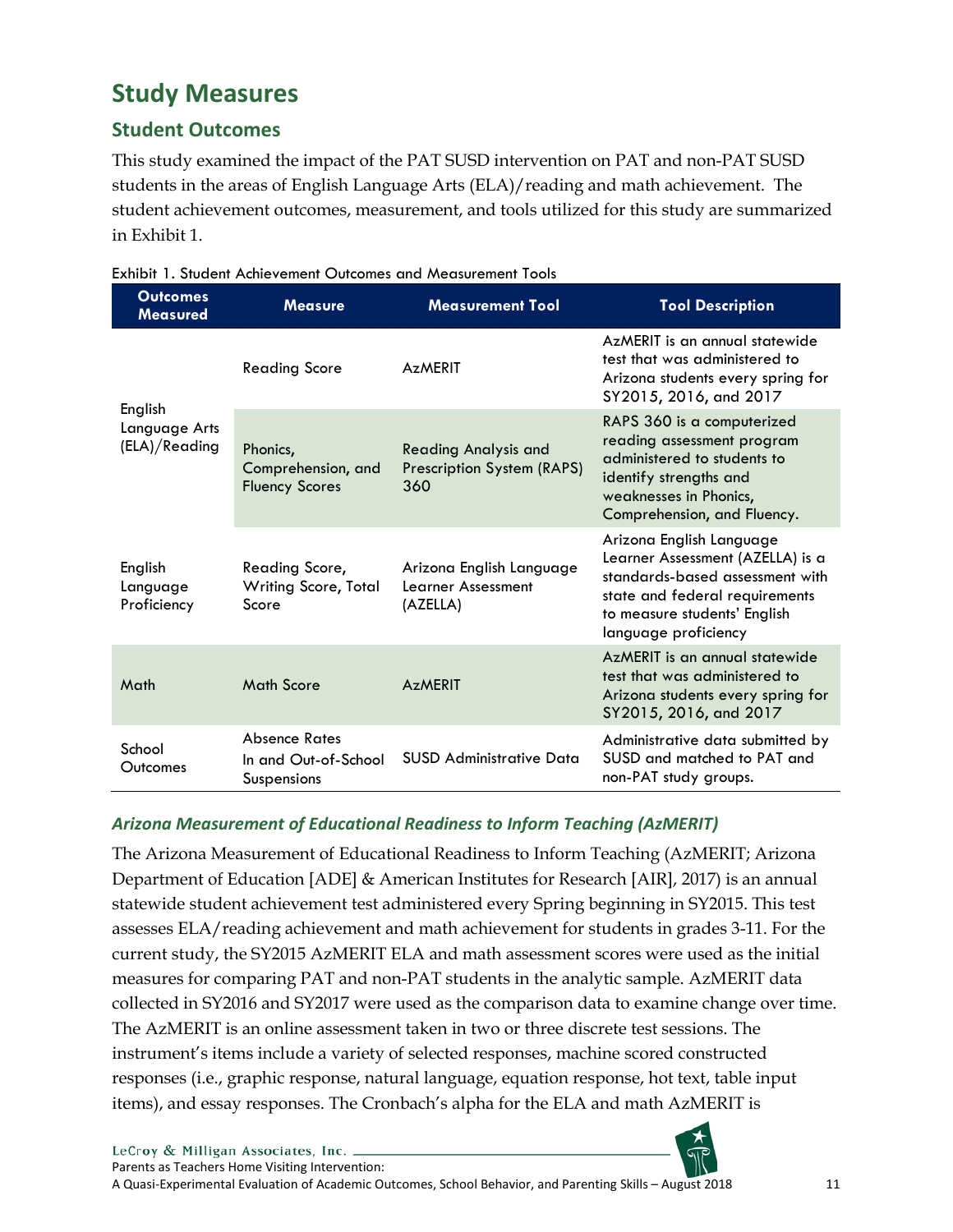## Study Measures

### Student Outcomes

This study examined the impact of the PAT SUSD intervention on PAT and non-PAT SUSD students in the areas of English Language Arts (ELA)/reading and math achievement. The student achievement outcomes, measurement, and tools utilized for this study are summarized in Exhibit 1.

Exhibit 1. Student Achievement Outcomes and Measurement Tools

| Outcomes Measured | Measure | Measurement Tool | Tool Description |
|---|---|---|---|
| English Language Arts (ELA)/Reading | Reading Score | AzMERIT | AzMERIT is an annual statewide test that was administered to Arizona students every spring for SY2015, 2016, and 2017 |
| | Phonics, Comprehension, and Fluency Scores | Reading Analysis and Prescription System (RAPS) 360 | RAPS 360 is a computerized reading assessment program administered to students to identify strengths and weaknesses in Phonics, Comprehension, and Fluency. |
| English Language Proficiency | Reading Score, Writing Score, Total Score | Arizona English Language Learner Assessment (AZELLA) | Arizona English Language Learner Assessment (AZELLA) is a standards-based assessment with state and federal requirements to measure students' English language proficiency |
| Math | Math Score | AzMERIT | AzMERIT is an annual statewide test that was administered to Arizona students every spring for SY2015, 2016, and 2017 |
| School Outcomes | Absence Rates<br>In and Out-of-School Suspensions | SUSD Administrative Data | Administrative data submitted by SUSD and matched to PAT and non-PAT study groups. |

#### *Arizona Measurement of Educational Readiness to Inform Teaching (AzMERIT)*

The Arizona Measurement of Educational Readiness to Inform Teaching (AzMERIT; Arizona Department of Education [ADE] & American Institutes for Research [AIR], 2017) is an annual statewide student achievement test administered every Spring beginning in SY2015. This test assesses ELA/reading achievement and math achievement for students in grades 3-11. For the current study, the SY2015 AzMERIT ELA and math assessment scores were used as the initial measures for comparing PAT and non-PAT students in the analytic sample. AzMERIT data collected in SY2016 and SY2017 were used as the comparison data to examine change over time. The AzMERIT is an online assessment taken in two or three discrete test sessions. The instrument's items include a variety of selected responses, machine scored constructed responses (i.e., graphic response, natural language, equation response, hot text, table input items), and essay responses. The Cronbach's alpha for the ELA and math AzMERIT is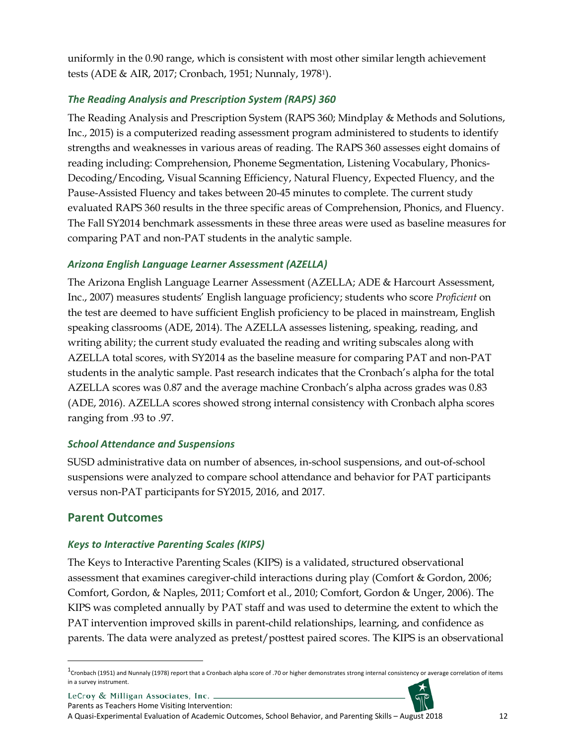uniformly in the 0.90 range, which is consistent with most other similar length achievement tests (ADE & AIR, 2017; Cronbach, 1951; Nunnaly, 1978[1]).

### *The Reading Analysis and Prescription System (RAPS) 360*

The Reading Analysis and Prescription System (RAPS 360; Mindplay & Methods and Solutions, Inc., 2015) is a computerized reading assessment program administered to students to identify strengths and weaknesses in various areas of reading. The RAPS 360 assesses eight domains of reading including: Comprehension, Phoneme Segmentation, Listening Vocabulary, Phonics-Decoding/Encoding, Visual Scanning Efficiency, Natural Fluency, Expected Fluency, and the Pause-Assisted Fluency and takes between 20-45 minutes to complete. The current study evaluated RAPS 360 results in the three specific areas of Comprehension, Phonics, and Fluency. The Fall SY2014 benchmark assessments in these three areas were used as baseline measures for comparing PAT and non-PAT students in the analytic sample.

### *Arizona English Language Learner Assessment (AZELLA)*

The Arizona English Language Learner Assessment (AZELLA; ADE & Harcourt Assessment, Inc., 2007) measures students' English language proficiency; students who score *Proficient* on the test are deemed to have sufficient English proficiency to be placed in mainstream, English speaking classrooms (ADE, 2014). The AZELLA assesses listening, speaking, reading, and writing ability; the current study evaluated the reading and writing subscales along with AZELLA total scores, with SY2014 as the baseline measure for comparing PAT and non-PAT students in the analytic sample. Past research indicates that the Cronbach's alpha for the total AZELLA scores was 0.87 and the average machine Cronbach's alpha across grades was 0.83 (ADE, 2016). AZELLA scores showed strong internal consistency with Cronbach alpha scores ranging from .93 to .97.

### *School Attendance and Suspensions*

SUSD administrative data on number of absences, in-school suspensions, and out-of-school suspensions were analyzed to compare school attendance and behavior for PAT participants versus non-PAT participants for SY2015, 2016, and 2017.

## Parent Outcomes

### *Keys to Interactive Parenting Scales (KIPS)*

The Keys to Interactive Parenting Scales (KIPS) is a validated, structured observational assessment that examines caregiver-child interactions during play (Comfort & Gordon, 2006; Comfort, Gordon, & Naples, 2011; Comfort et al., 2010; Comfort, Gordon & Unger, 2006). The KIPS was completed annually by PAT staff and was used to determine the extent to which the PAT intervention improved skills in parent-child relationships, learning, and confidence as parents. The data were analyzed as pretest/posttest paired scores. The KIPS is an observational

[1] Cronbach (1951) and Nunnaly (1978) report that a Cronbach alpha score of .70 or higher demonstrates strong internal consistency or average correlation of items in a survey instrument.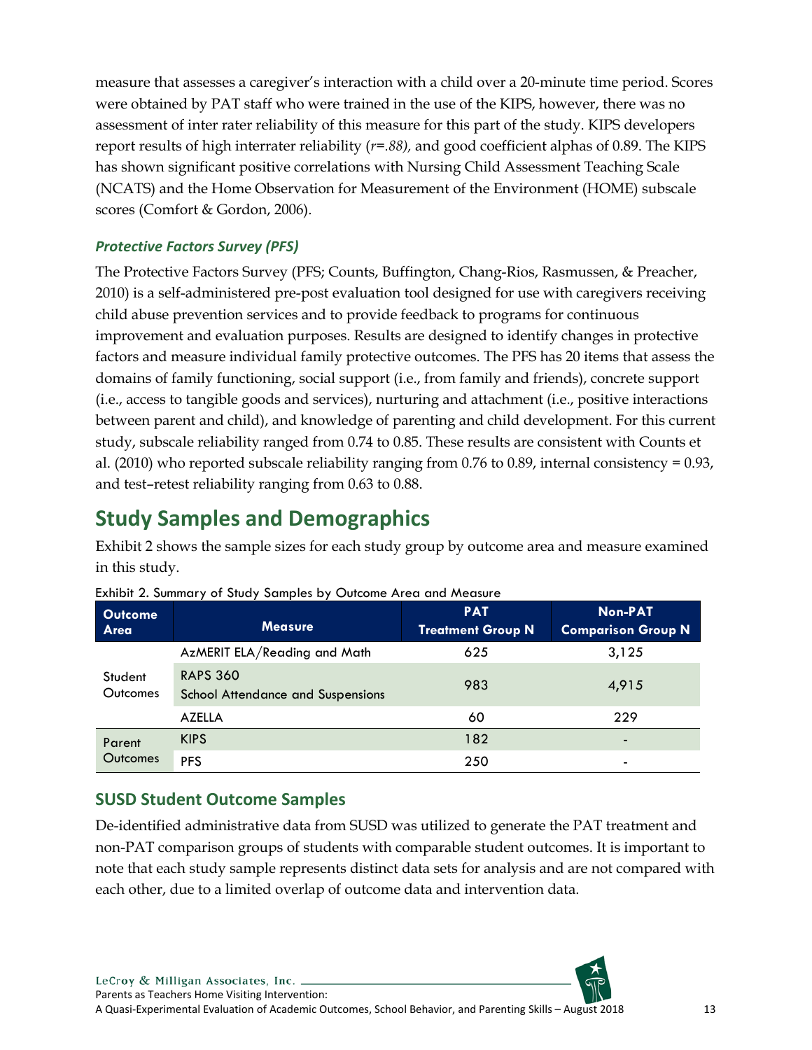measure that assesses a caregiver's interaction with a child over a 20-minute time period. Scores were obtained by PAT staff who were trained in the use of the KIPS, however, there was no assessment of inter rater reliability of this measure for this part of the study. KIPS developers report results of high interrater reliability (*r=.88),* and good coefficient alphas of 0.89. The KIPS has shown significant positive correlations with Nursing Child Assessment Teaching Scale (NCATS) and the Home Observation for Measurement of the Environment (HOME) subscale scores (Comfort & Gordon, 2006).

### *Protective Factors Survey (PFS)*

The Protective Factors Survey (PFS; Counts, Buffington, Chang-Rios, Rasmussen, & Preacher, 2010) is a self-administered pre-post evaluation tool designed for use with caregivers receiving child abuse prevention services and to provide feedback to programs for continuous improvement and evaluation purposes. Results are designed to identify changes in protective factors and measure individual family protective outcomes. The PFS has 20 items that assess the domains of family functioning, social support (i.e., from family and friends), concrete support (i.e., access to tangible goods and services), nurturing and attachment (i.e., positive interactions between parent and child), and knowledge of parenting and child development. For this current study, subscale reliability ranged from 0.74 to 0.85. These results are consistent with Counts et al. (2010) who reported subscale reliability ranging from 0.76 to 0.89, internal consistency = 0.93, and test–retest reliability ranging from 0.63 to 0.88.

# Study Samples and Demographics

Exhibit 2 shows the sample sizes for each study group by outcome area and measure examined in this study.

Exhibit 2. Summary of Study Samples by Outcome Area and Measure

| Outcome Area | Measure | PAT Treatment Group N | Non-PAT Comparison Group N |
|---|---|---|---|
| Student Outcomes | AzMERIT ELA/Reading and Math | 625 | 3,125 |
| | RAPS 360 School Attendance and Suspensions | 983 | 4,915 |
| | AZELLA | 60 | 229 |
| Parent Outcomes | KIPS | 182 | - |
| | PFS | 250 | - |

## SUSD Student Outcome Samples

De-identified administrative data from SUSD was utilized to generate the PAT treatment and non-PAT comparison groups of students with comparable student outcomes. It is important to note that each study sample represents distinct data sets for analysis and are not compared with each other, due to a limited overlap of outcome data and intervention data.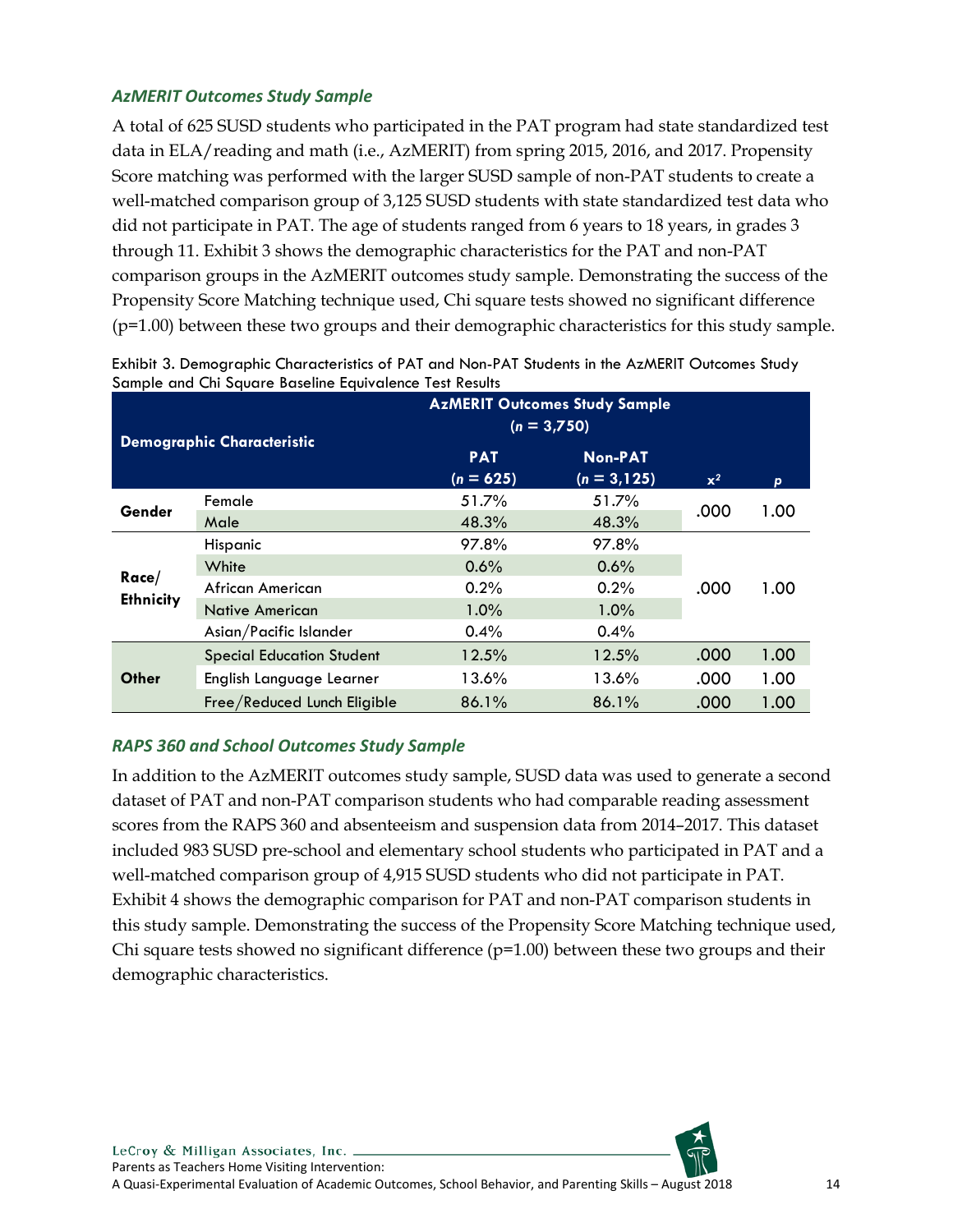### *AzMERIT Outcomes Study Sample*

A total of 625 SUSD students who participated in the PAT program had state standardized test data in ELA/reading and math (i.e., AzMERIT) from spring 2015, 2016, and 2017. Propensity Score matching was performed with the larger SUSD sample of non-PAT students to create a well-matched comparison group of 3,125 SUSD students with state standardized test data who did not participate in PAT. The age of students ranged from 6 years to 18 years, in grades 3 through 11. Exhibit 3 shows the demographic characteristics for the PAT and non-PAT comparison groups in the AzMERIT outcomes study sample. Demonstrating the success of the Propensity Score Matching technique used, Chi square tests showed no significant difference (p=1.00) between these two groups and their demographic characteristics for this study sample.

Exhibit 3. Demographic Characteristics of PAT and Non-PAT Students in the AzMERIT Outcomes Study Sample and Chi Square Baseline Equivalence Test Results

| Demographic Characteristic | | AzMERIT Outcomes Study Sample ($n$ = 3,750) | | | |
|---|---|---|---|---|---|
| | | PAT ($n$ = 625) | Non-PAT ($n$ = 3,125) | $x^2$ | $p$ |
| **Gender** | Female | 51.7% | 51.7% | .000 | 1.00 |
| | Male | 48.3% | 48.3% | | |
| **Race/ Ethnicity** | Hispanic | 97.8% | 97.8% | .000 | 1.00 |
| | White | 0.6% | 0.6% | | |
| | African American | 0.2% | 0.2% | | |
| | Native American | 1.0% | 1.0% | | |
| | Asian/Pacific Islander | 0.4% | 0.4% | | |
| **Other** | Special Education Student | 12.5% | 12.5% | .000 | 1.00 |
| | English Language Learner | 13.6% | 13.6% | .000 | 1.00 |
| | Free/Reduced Lunch Eligible | 86.1% | 86.1% | .000 | 1.00 |

### *RAPS 360 and School Outcomes Study Sample*

In addition to the AzMERIT outcomes study sample, SUSD data was used to generate a second dataset of PAT and non-PAT comparison students who had comparable reading assessment scores from the RAPS 360 and absenteeism and suspension data from 2014–2017. This dataset included 983 SUSD pre-school and elementary school students who participated in PAT and a well-matched comparison group of 4,915 SUSD students who did not participate in PAT. Exhibit 4 shows the demographic comparison for PAT and non-PAT comparison students in this study sample. Demonstrating the success of the Propensity Score Matching technique used, Chi square tests showed no significant difference (p=1.00) between these two groups and their demographic characteristics.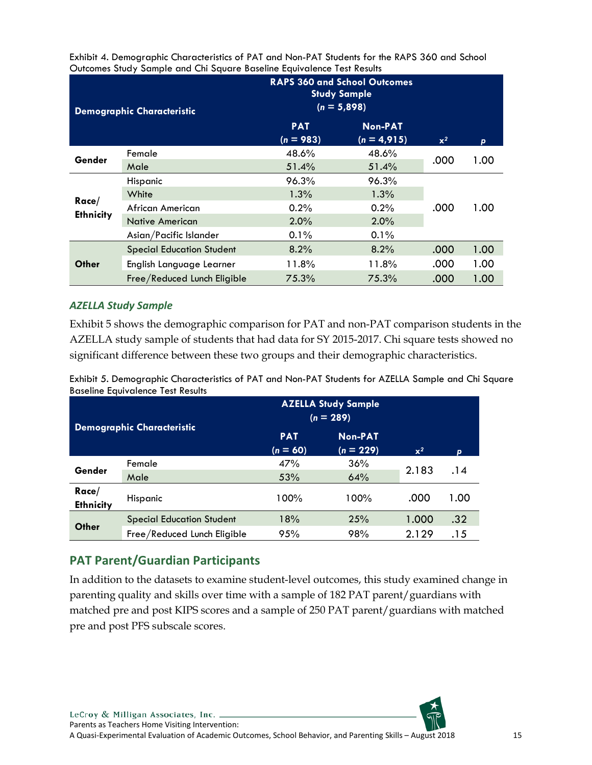Exhibit 4. Demographic Characteristics of PAT and Non-PAT Students for the RAPS 360 and School Outcomes Study Sample and Chi Square Baseline Equivalence Test Results

| Demographic Characteristic | | RAPS 360 and School Outcomes Study Sample (*n* = 5,898) | | | |
|---|---|---|---|---|---|
| | | PAT (*n* = 983) | Non-PAT (*n* = 4,915) | $x^2$ | *p* |
| Gender | Female | 48.6% | 48.6% | .000 | 1.00 |
| | Male | 51.4% | 51.4% | | |
| Race/ Ethnicity | Hispanic | 96.3% | 96.3% | .000 | 1.00 |
| | White | 1.3% | 1.3% | | |
| | African American | 0.2% | 0.2% | | |
| | Native American | 2.0% | 2.0% | | |
| | Asian/Pacific Islander | 0.1% | 0.1% | | |
| Other | Special Education Student | 8.2% | 8.2% | .000 | 1.00 |
| | English Language Learner | 11.8% | 11.8% | .000 | 1.00 |
| | Free/Reduced Lunch Eligible | 75.3% | 75.3% | .000 | 1.00 |

### *AZELLA Study Sample*

Exhibit 5 shows the demographic comparison for PAT and non-PAT comparison students in the AZELLA study sample of students that had data for SY 2015-2017. Chi square tests showed no significant difference between these two groups and their demographic characteristics.

Exhibit 5. Demographic Characteristics of PAT and Non-PAT Students for AZELLA Sample and Chi Square Baseline Equivalence Test Results

| Demographic Characteristic | | AZELLA Study Sample (*n* = 289) | | | |
|---|---|---|---|---|---|
| | | PAT (*n* = 60) | Non-PAT (*n* = 229) | $x^2$ | *p* |
| Gender | Female | 47% | 36% | 2.183 | .14 |
| | Male | 53% | 64% | | |
| Race/ Ethnicity | Hispanic | 100% | 100% | .000 | 1.00 |
| Other | Special Education Student | 18% | 25% | 1.000 | .32 |
| | Free/Reduced Lunch Eligible | 95% | 98% | 2.129 | .15 |

## PAT Parent/Guardian Participants

In addition to the datasets to examine student-level outcomes, this study examined change in parenting quality and skills over time with a sample of 182 PAT parent/guardians with matched pre and post KIPS scores and a sample of 250 PAT parent/guardians with matched pre and post PFS subscale scores.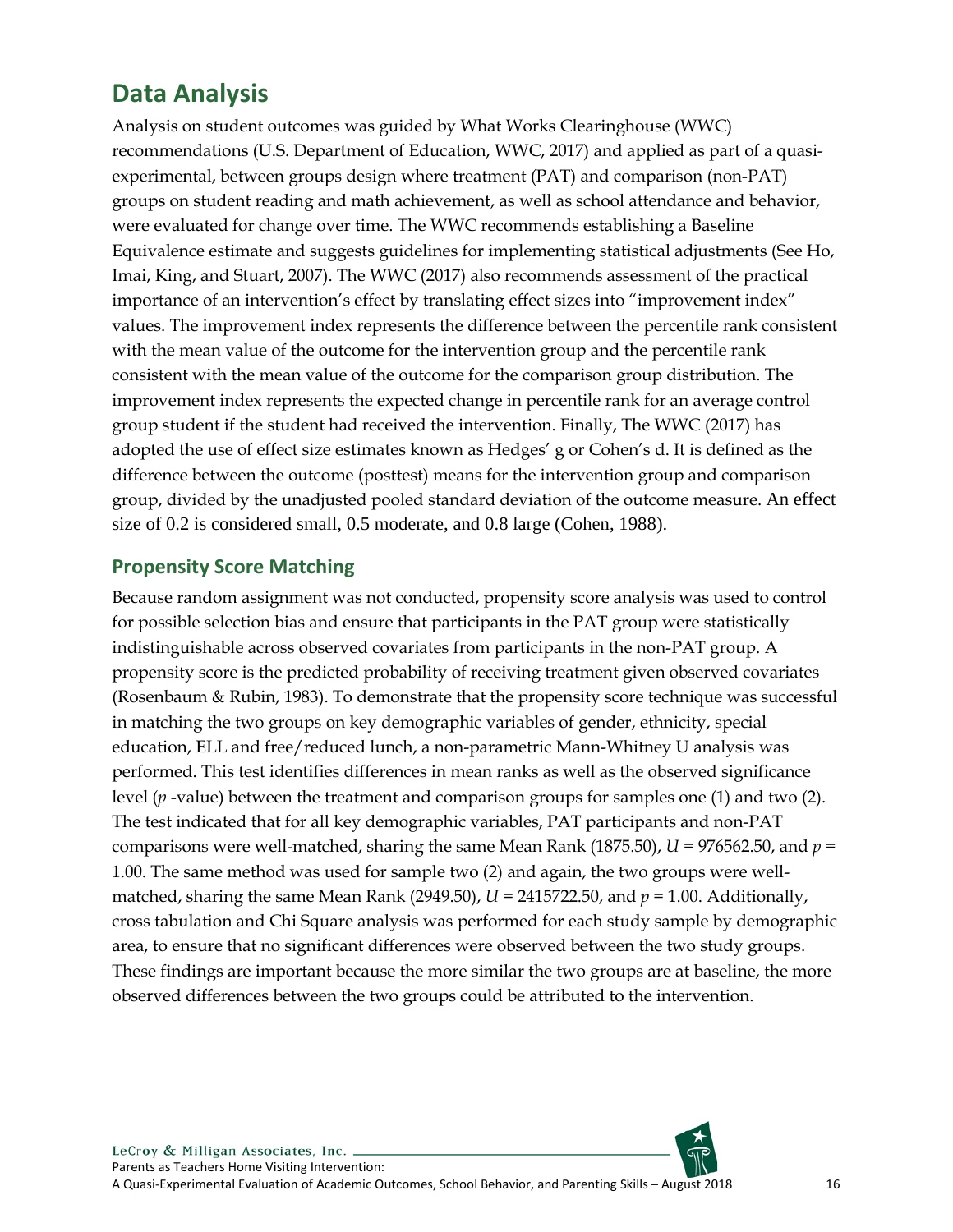## Data Analysis

Analysis on student outcomes was guided by What Works Clearinghouse (WWC) recommendations (U.S. Department of Education, WWC, 2017) and applied as part of a quasi-experimental, between groups design where treatment (PAT) and comparison (non-PAT) groups on student reading and math achievement, as well as school attendance and behavior, were evaluated for change over time. The WWC recommends establishing a Baseline Equivalence estimate and suggests guidelines for implementing statistical adjustments (See Ho, Imai, King, and Stuart, 2007). The WWC (2017) also recommends assessment of the practical importance of an intervention's effect by translating effect sizes into "improvement index" values. The improvement index represents the difference between the percentile rank consistent with the mean value of the outcome for the intervention group and the percentile rank consistent with the mean value of the outcome for the comparison group distribution. The improvement index represents the expected change in percentile rank for an average control group student if the student had received the intervention. Finally, The WWC (2017) has adopted the use of effect size estimates known as Hedges' g or Cohen's d. It is defined as the difference between the outcome (posttest) means for the intervention group and comparison group, divided by the unadjusted pooled standard deviation of the outcome measure. An effect size of 0.2 is considered small, 0.5 moderate, and 0.8 large (Cohen, 1988).

### Propensity Score Matching

Because random assignment was not conducted, propensity score analysis was used to control for possible selection bias and ensure that participants in the PAT group were statistically indistinguishable across observed covariates from participants in the non-PAT group. A propensity score is the predicted probability of receiving treatment given observed covariates (Rosenbaum & Rubin, 1983). To demonstrate that the propensity score technique was successful in matching the two groups on key demographic variables of gender, ethnicity, special education, ELL and free/reduced lunch, a non-parametric Mann-Whitney U analysis was performed. This test identifies differences in mean ranks as well as the observed significance level ($p$ -value) between the treatment and comparison groups for samples one (1) and two (2). The test indicated that for all key demographic variables, PAT participants and non-PAT comparisons were well-matched, sharing the same Mean Rank (1875.50), $U$ = 976562.50, and $p$ = 1.00. The same method was used for sample two (2) and again, the two groups were well-matched, sharing the same Mean Rank (2949.50), $U$ = 2415722.50, and $p$ = 1.00. Additionally, cross tabulation and Chi Square analysis was performed for each study sample by demographic area, to ensure that no significant differences were observed between the two study groups. These findings are important because the more similar the two groups are at baseline, the more observed differences between the two groups could be attributed to the intervention.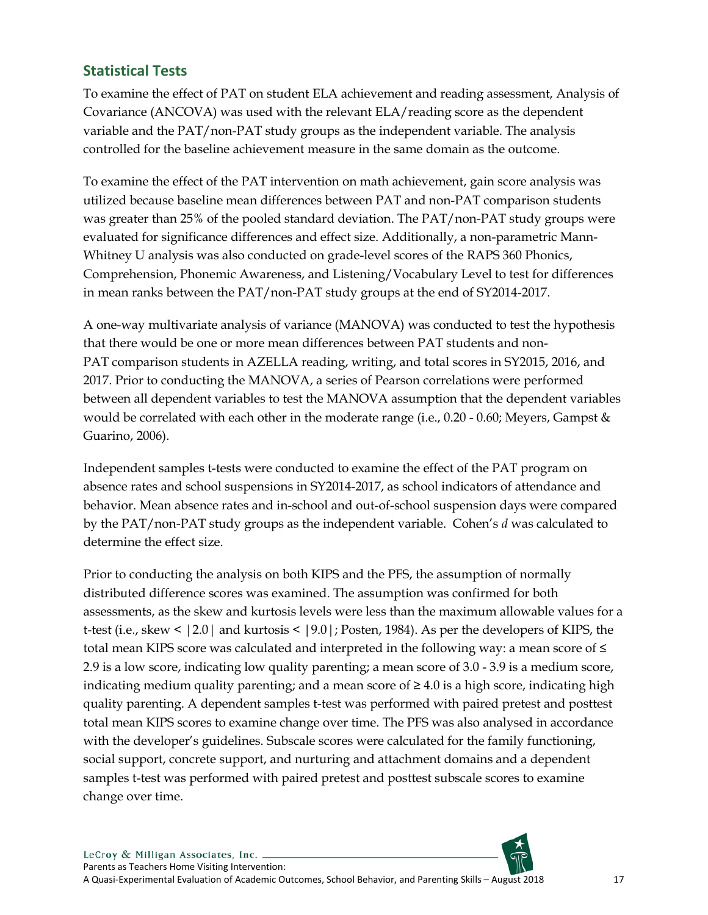## Statistical Tests

To examine the effect of PAT on student ELA achievement and reading assessment, Analysis of Covariance (ANCOVA) was used with the relevant ELA/reading score as the dependent variable and the PAT/non-PAT study groups as the independent variable. The analysis controlled for the baseline achievement measure in the same domain as the outcome.

To examine the effect of the PAT intervention on math achievement, gain score analysis was utilized because baseline mean differences between PAT and non-PAT comparison students was greater than 25% of the pooled standard deviation. The PAT/non-PAT study groups were evaluated for significance differences and effect size. Additionally, a non-parametric Mann-Whitney U analysis was also conducted on grade-level scores of the RAPS 360 Phonics, Comprehension, Phonemic Awareness, and Listening/Vocabulary Level to test for differences in mean ranks between the PAT/non-PAT study groups at the end of SY2014-2017.

A one-way multivariate analysis of variance (MANOVA) was conducted to test the hypothesis that there would be one or more mean differences between PAT students and non-PAT comparison students in AZELLA reading, writing, and total scores in SY2015, 2016, and 2017. Prior to conducting the MANOVA, a series of Pearson correlations were performed between all dependent variables to test the MANOVA assumption that the dependent variables would be correlated with each other in the moderate range (i.e., 0.20 - 0.60; Meyers, Gampst & Guarino, 2006).

Independent samples t-tests were conducted to examine the effect of the PAT program on absence rates and school suspensions in SY2014-2017, as school indicators of attendance and behavior. Mean absence rates and in-school and out-of-school suspension days were compared by the PAT/non-PAT study groups as the independent variable. Cohen's *d* was calculated to determine the effect size.

Prior to conducting the analysis on both KIPS and the PFS, the assumption of normally distributed difference scores was examined. The assumption was confirmed for both assessments, as the skew and kurtosis levels were less than the maximum allowable values for a t-test (i.e., skew $< |2.0|$ and kurtosis $< |9.0|$; Posten, 1984). As per the developers of KIPS, the total mean KIPS score was calculated and interpreted in the following way: a mean score of $\leq$ 2.9 is a low score, indicating low quality parenting; a mean score of 3.0 - 3.9 is a medium score, indicating medium quality parenting; and a mean score of $\geq$ 4.0 is a high score, indicating high quality parenting. A dependent samples t-test was performed with paired pretest and posttest total mean KIPS scores to examine change over time. The PFS was also analysed in accordance with the developer's guidelines. Subscale scores were calculated for the family functioning, social support, concrete support, and nurturing and attachment domains and a dependent samples t-test was performed with paired pretest and posttest subscale scores to examine change over time.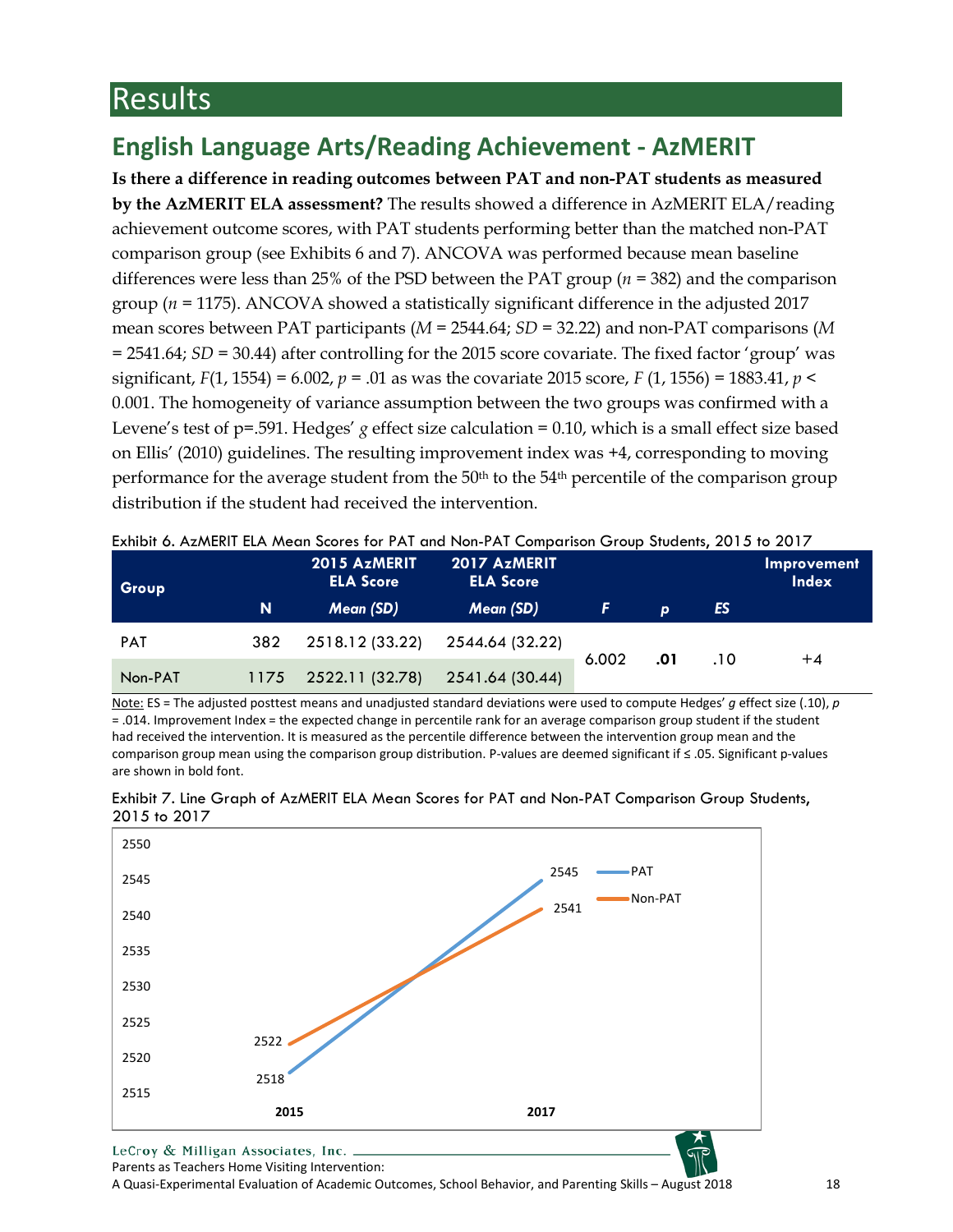# Results

## English Language Arts/Reading Achievement - AzMERIT

**Is there a difference in reading outcomes between PAT and non-PAT students as measured by the AzMERIT ELA assessment?** The results showed a difference in AzMERIT ELA/reading achievement outcome scores, with PAT students performing better than the matched non-PAT comparison group (see Exhibits 6 and 7). ANCOVA was performed because mean baseline differences were less than 25% of the PSD between the PAT group ($n$ = 382) and the comparison group ($n$ = 1175). ANCOVA showed a statistically significant difference in the adjusted 2017 mean scores between PAT participants ($M$ = 2544.64; $SD$ = 32.22) and non-PAT comparisons ($M$ = 2541.64; $SD$ = 30.44) after controlling for the 2015 score covariate. The fixed factor 'group' was significant, $F(1, 1554) = 6.002$, $p = .01$ as was the covariate 2015 score, $F(1, 1556) = 1883.41$, $p < 0.001$. The homogeneity of variance assumption between the two groups was confirmed with a Levene's test of p=.591. Hedges' $g$ effect size calculation = 0.10, which is a small effect size based on Ellis' (2010) guidelines. The resulting improvement index was +4, corresponding to moving performance for the average student from the 50th to the 54th percentile of the comparison group distribution if the student had received the intervention.

Exhibit 6. AzMERIT ELA Mean Scores for PAT and Non-PAT Comparison Group Students, 2015 to 2017

| Group | N | 2015 AzMERIT ELA Score *Mean (SD)* | 2017 AzMERIT ELA Score *Mean (SD)* | *F* | *p* | *ES* | Improvement Index |
|---|---|---|---|---|---|---|---|
| PAT | 382 | 2518.12 (33.22) | 2544.64 (32.22) | 6.002 | **.01** | .10 | +4 |
| Non-PAT | 1175 | 2522.11 (32.78) | 2541.64 (30.44) | | | | |

Note: ES = The adjusted posttest means and unadjusted standard deviations were used to compute Hedges' $g$ effect size (.10), $p$ = .014. Improvement Index = the expected change in percentile rank for an average comparison group student if the student had received the intervention. It is measured as the percentile difference between the intervention group mean and the comparison group mean using the comparison group distribution. P-values are deemed significant if ≤ .05. Significant p-values are shown in bold font.

Exhibit 7. Line Graph of AzMERIT ELA Mean Scores for PAT and Non-PAT Comparison Group Students, 2015 to 2017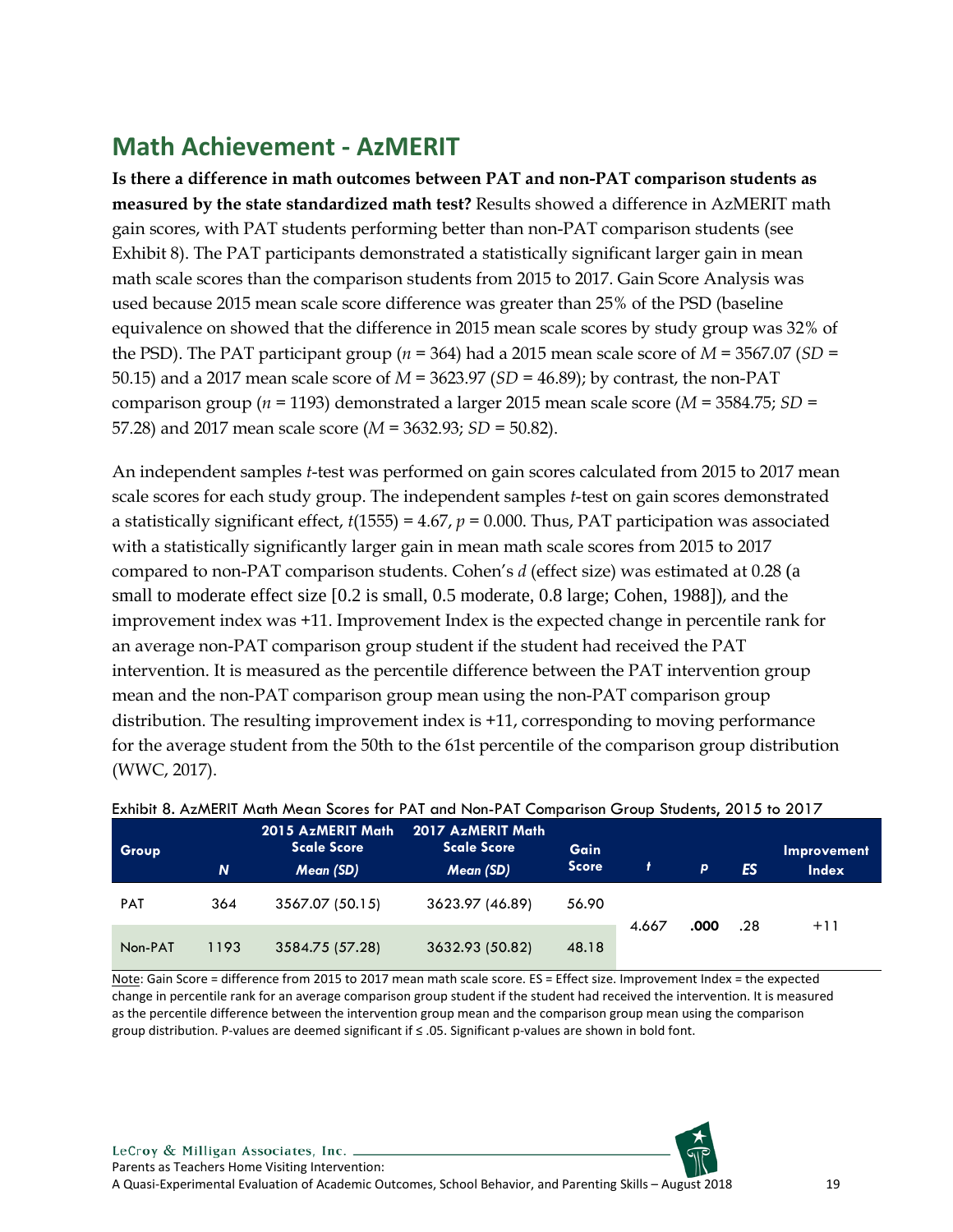## Math Achievement - AzMERIT

**Is there a difference in math outcomes between PAT and non-PAT comparison students as measured by the state standardized math test?** Results showed a difference in AzMERIT math gain scores, with PAT students performing better than non-PAT comparison students (see Exhibit 8). The PAT participants demonstrated a statistically significant larger gain in mean math scale scores than the comparison students from 2015 to 2017. Gain Score Analysis was used because 2015 mean scale score difference was greater than 25% of the PSD (baseline equivalence on showed that the difference in 2015 mean scale scores by study group was 32% of the PSD). The PAT participant group ($n$ = 364) had a 2015 mean scale score of $M$ = 3567.07 ($SD$ = 50.15) and a 2017 mean scale score of $M$ = 3623.97 ($SD$ = 46.89); by contrast, the non-PAT comparison group ($n$ = 1193) demonstrated a larger 2015 mean scale score ($M$ = 3584.75; $SD$ = 57.28) and 2017 mean scale score ($M$ = 3632.93; $SD$ = 50.82).

An independent samples *t*-test was performed on gain scores calculated from 2015 to 2017 mean scale scores for each study group. The independent samples *t*-test on gain scores demonstrated a statistically significant effect, $t(1555) = 4.67$, $p = 0.000$. Thus, PAT participation was associated with a statistically significantly larger gain in mean math scale scores from 2015 to 2017 compared to non-PAT comparison students. Cohen's *d* (effect size) was estimated at 0.28 (a small to moderate effect size [0.2 is small, 0.5 moderate, 0.8 large; Cohen, 1988]), and the improvement index was +11. Improvement Index is the expected change in percentile rank for an average non-PAT comparison group student if the student had received the PAT intervention. It is measured as the percentile difference between the PAT intervention group mean and the non-PAT comparison group mean using the non-PAT comparison group distribution. The resulting improvement index is +11, corresponding to moving performance for the average student from the 50th to the 61st percentile of the comparison group distribution (WWC, 2017).

Exhibit 8. AzMERIT Math Mean Scores for PAT and Non-PAT Comparison Group Students, 2015 to 2017

| Group | N | 2015 AzMERIT Math Scale Score Mean (SD) | 2017 AzMERIT Math Scale Score Mean (SD) | Gain Score | t | p | ES | Improvement Index |
|---|---|---|---|---|---|---|---|---|
| PAT | 364 | 3567.07 (50.15) | 3623.97 (46.89) | 56.90 | 4.667 | **.000** | .28 | +11 |
| Non-PAT | 1193 | 3584.75 (57.28) | 3632.93 (50.82) | 48.18 | | | | |

Note: Gain Score = difference from 2015 to 2017 mean math scale score. ES = Effect size. Improvement Index = the expected change in percentile rank for an average comparison group student if the student had received the intervention. It is measured as the percentile difference between the intervention group mean and the comparison group mean using the comparison group distribution. P-values are deemed significant if ≤ .05. Significant p-values are shown in bold font.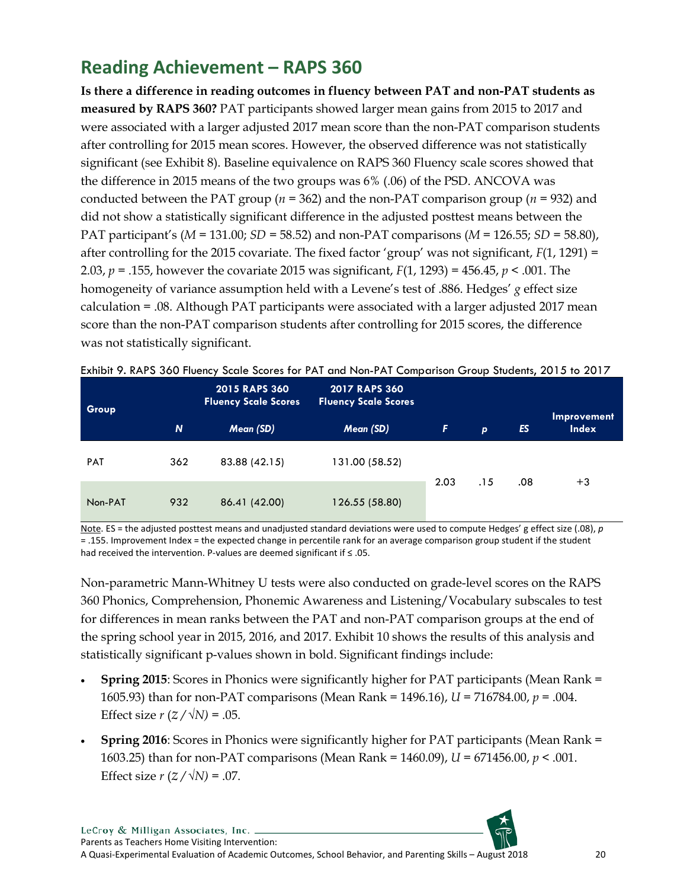## Reading Achievement – RAPS 360

**Is there a difference in reading outcomes in fluency between PAT and non-PAT students as measured by RAPS 360?** PAT participants showed larger mean gains from 2015 to 2017 and were associated with a larger adjusted 2017 mean score than the non-PAT comparison students after controlling for 2015 mean scores. However, the observed difference was not statistically significant (see Exhibit 8). Baseline equivalence on RAPS 360 Fluency scale scores showed that the difference in 2015 means of the two groups was 6% (.06) of the PSD. ANCOVA was conducted between the PAT group ($n$ = 362) and the non-PAT comparison group ($n$ = 932) and did not show a statistically significant difference in the adjusted posttest means between the PAT participant's ($M$ = 131.00; $SD$ = 58.52) and non-PAT comparisons ($M$ = 126.55; $SD$ = 58.80), after controlling for the 2015 covariate. The fixed factor 'group' was not significant, $F(1, 1291) = 2.03$, $p = .155$, however the covariate 2015 was significant, $F(1, 1293) = 456.45$, $p < .001$. The homogeneity of variance assumption held with a Levene's test of .886. Hedges' $g$ effect size calculation = .08. Although PAT participants were associated with a larger adjusted 2017 mean score than the non-PAT comparison students after controlling for 2015 scores, the difference was not statistically significant.

Exhibit 9. RAPS 360 Fluency Scale Scores for PAT and Non-PAT Comparison Group Students, 2015 to 2017

| Group | | 2015 RAPS 360 Fluency Scale Scores | 2017 RAPS 360 Fluency Scale Scores | | | | |
|---|---|---|---|---|---|---|---|
| | **N** | **Mean (SD)** | **Mean (SD)** | **F** | **p** | **ES** | **Improvement Index** |
| PAT | 362 | 83.88 (42.15) | 131.00 (58.52) | 2.03 | .15 | .08 | +3 |
| Non-PAT | 932 | 86.41 (42.00) | 126.55 (58.80) | | | | |

Note. ES = the adjusted posttest means and unadjusted standard deviations were used to compute Hedges' g effect size (.08), $p$ = .155. Improvement Index = the expected change in percentile rank for an average comparison group student if the student had received the intervention. P-values are deemed significant if ≤ .05.

Non-parametric Mann-Whitney U tests were also conducted on grade-level scores on the RAPS 360 Phonics, Comprehension, Phonemic Awareness and Listening/Vocabulary subscales to test for differences in mean ranks between the PAT and non-PAT comparison groups at the end of the spring school year in 2015, 2016, and 2017. Exhibit 10 shows the results of this analysis and statistically significant p-values shown in bold. Significant findings include:

- **Spring 2015**: Scores in Phonics were significantly higher for PAT participants (Mean Rank = 1605.93) than for non-PAT comparisons (Mean Rank = 1496.16), $U$ = 716784.00, $p$ = .004. Effect size $r$ $(Z / \sqrt{N})$ = .05.
- **Spring 2016**: Scores in Phonics were significantly higher for PAT participants (Mean Rank = 1603.25) than for non-PAT comparisons (Mean Rank = 1460.09), $U$ = 671456.00, $p$ < .001. Effect size $r$ $(Z / \sqrt{N})$ = .07.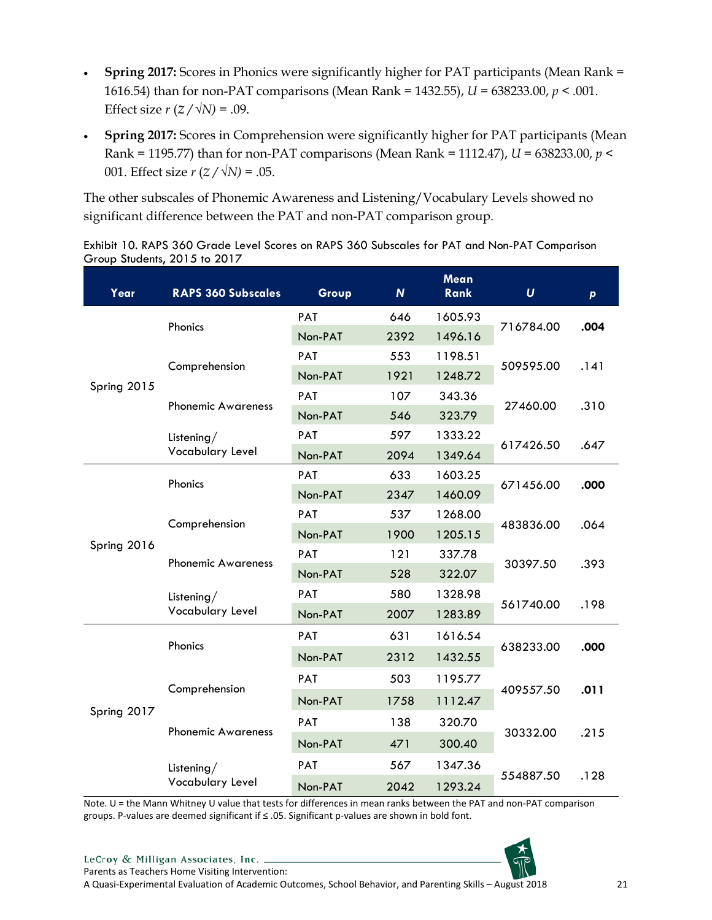- **Spring 2017:** Scores in Phonics were significantly higher for PAT participants (Mean Rank = 1616.54) than for non-PAT comparisons (Mean Rank = 1432.55), $U$ = 638233.00, $p$ < .001. Effect size $r$ ($Z / \sqrt{N}$) = .09.
- **Spring 2017:** Scores in Comprehension were significantly higher for PAT participants (Mean Rank = 1195.77) than for non-PAT comparisons (Mean Rank = 1112.47), $U$ = 638233.00, $p$ < 001. Effect size $r$ ($Z / \sqrt{N}$) = .05.

The other subscales of Phonemic Awareness and Listening/Vocabulary Levels showed no significant difference between the PAT and non-PAT comparison group.

Exhibit 10. RAPS 360 Grade Level Scores on RAPS 360 Subscales for PAT and Non-PAT Comparison Group Students, 2015 to 2017

| Year | RAPS 360 Subscales | Group | N | Mean Rank | U | p |
|---|---|---|---|---|---|---|
| Spring 2015 | Phonics | PAT | 646 | 1605.93 | 716784.00 | **.004** |
| | | Non-PAT | 2392 | 1496.16 | | |
| | Comprehension | PAT | 553 | 1198.51 | 509595.00 | .141 |
| | | Non-PAT | 1921 | 1248.72 | | |
| | Phonemic Awareness | PAT | 107 | 343.36 | 27460.00 | .310 |
| | | Non-PAT | 546 | 323.79 | | |
| | Listening/ Vocabulary Level | PAT | 597 | 1333.22 | 617426.50 | .647 |
| | | Non-PAT | 2094 | 1349.64 | | |
| Spring 2016 | Phonics | PAT | 633 | 1603.25 | 671456.00 | **.000** |
| | | Non-PAT | 2347 | 1460.09 | | |
| | Comprehension | PAT | 537 | 1268.00 | 483836.00 | .064 |
| | | Non-PAT | 1900 | 1205.15 | | |
| | Phonemic Awareness | PAT | 121 | 337.78 | 30397.50 | .393 |
| | | Non-PAT | 528 | 322.07 | | |
| | Listening/ Vocabulary Level | PAT | 580 | 1328.98 | 561740.00 | .198 |
| | | Non-PAT | 2007 | 1283.89 | | |
| Spring 2017 | Phonics | PAT | 631 | 1616.54 | 638233.00 | **.000** |
| | | Non-PAT | 2312 | 1432.55 | | |
| | Comprehension | PAT | 503 | 1195.77 | 409557.50 | **.011** |
| | | Non-PAT | 1758 | 1112.47 | | |
| | Phonemic Awareness | PAT | 138 | 320.70 | 30332.00 | .215 |
| | | Non-PAT | 471 | 300.40 | | |
| | Listening/ Vocabulary Level | PAT | 567 | 1347.36 | 554887.50 | .128 |
| | | Non-PAT | 2042 | 1293.24 | | |

Note. U = the Mann Whitney U value that tests for differences in mean ranks between the PAT and non-PAT comparison groups. P-values are deemed significant if ≤ .05. Significant p-values are shown in bold font.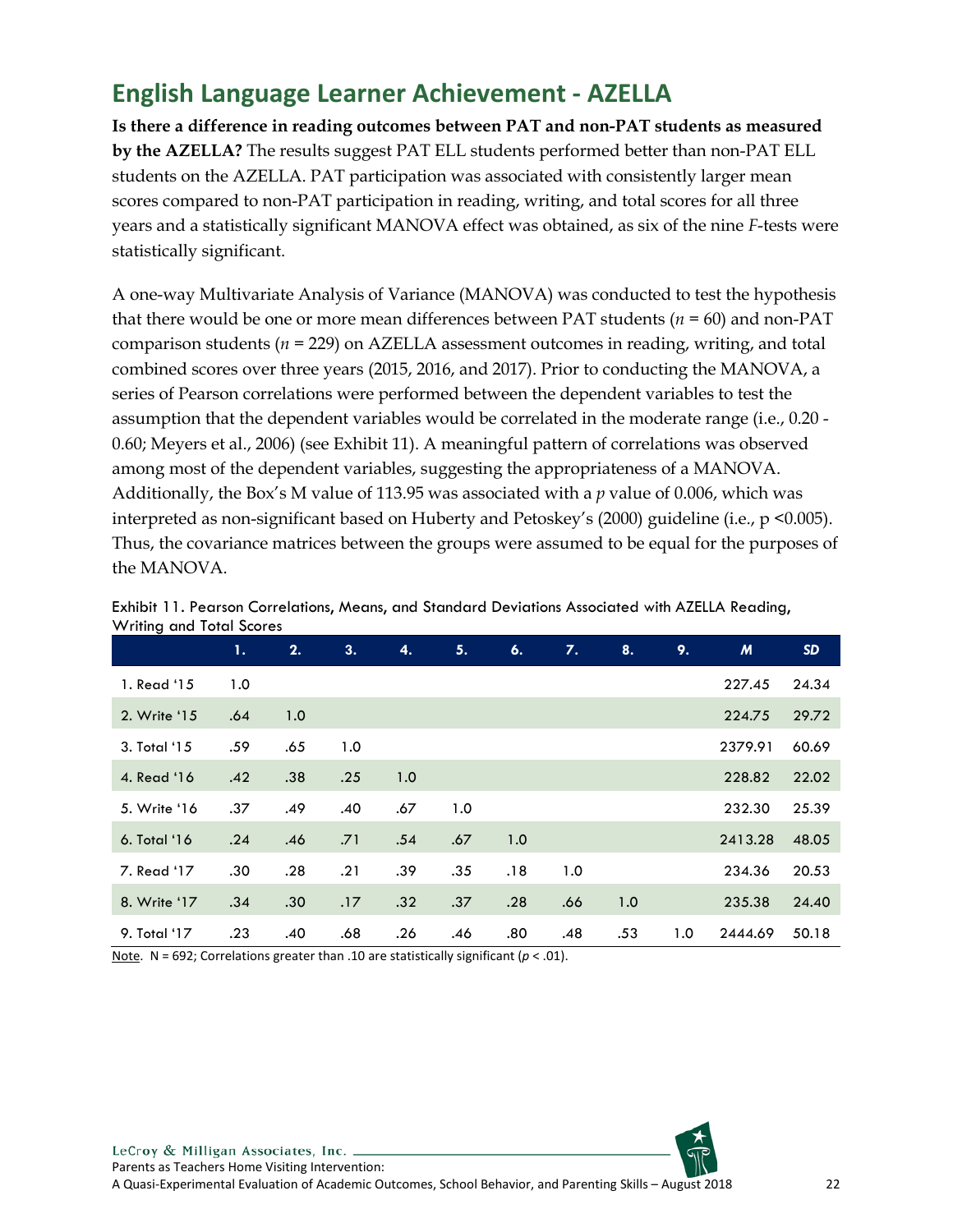## English Language Learner Achievement - AZELLA

**Is there a difference in reading outcomes between PAT and non-PAT students as measured by the AZELLA?** The results suggest PAT ELL students performed better than non-PAT ELL students on the AZELLA. PAT participation was associated with consistently larger mean scores compared to non-PAT participation in reading, writing, and total scores for all three years and a statistically significant MANOVA effect was obtained, as six of the nine *F*-tests were statistically significant.

A one-way Multivariate Analysis of Variance (MANOVA) was conducted to test the hypothesis that there would be one or more mean differences between PAT students ($n$ = 60) and non-PAT comparison students ($n$ = 229) on AZELLA assessment outcomes in reading, writing, and total combined scores over three years (2015, 2016, and 2017). Prior to conducting the MANOVA, a series of Pearson correlations were performed between the dependent variables to test the assumption that the dependent variables would be correlated in the moderate range (i.e., 0.20 - 0.60; Meyers et al., 2006) (see Exhibit 11). A meaningful pattern of correlations was observed among most of the dependent variables, suggesting the appropriateness of a MANOVA. Additionally, the Box's M value of 113.95 was associated with a $p$ value of 0.006, which was interpreted as non-significant based on Huberty and Petoskey's (2000) guideline (i.e., $p < 0.005$). Thus, the covariance matrices between the groups were assumed to be equal for the purposes of the MANOVA.

Exhibit 11. Pearson Correlations, Means, and Standard Deviations Associated with AZELLA Reading, Writing and Total Scores

| | 1. | 2. | 3. | 4. | 5. | 6. | 7. | 8. | 9. | *M* | *SD* |
|---|---|---|---|---|---|---|---|---|---|---|---|
| 1. Read '15 | 1.0 | | | | | | | | | 227.45 | 24.34 |
| 2. Write '15 | .64 | 1.0 | | | | | | | | 224.75 | 29.72 |
| 3. Total '15 | .59 | .65 | 1.0 | | | | | | | 2379.91 | 60.69 |
| 4. Read '16 | .42 | .38 | .25 | 1.0 | | | | | | 228.82 | 22.02 |
| 5. Write '16 | .37 | .49 | .40 | .67 | 1.0 | | | | | 232.30 | 25.39 |
| 6. Total '16 | .24 | .46 | .71 | .54 | .67 | 1.0 | | | | 2413.28 | 48.05 |
| 7. Read '17 | .30 | .28 | .21 | .39 | .35 | .18 | 1.0 | | | 234.36 | 20.53 |
| 8. Write '17 | .34 | .30 | .17 | .32 | .37 | .28 | .66 | 1.0 | | 235.38 | 24.40 |
| 9. Total '17 | .23 | .40 | .68 | .26 | .46 | .80 | .48 | .53 | 1.0 | 2444.69 | 50.18 |

Note. N = 692; Correlations greater than .10 are statistically significant ($p < .01$).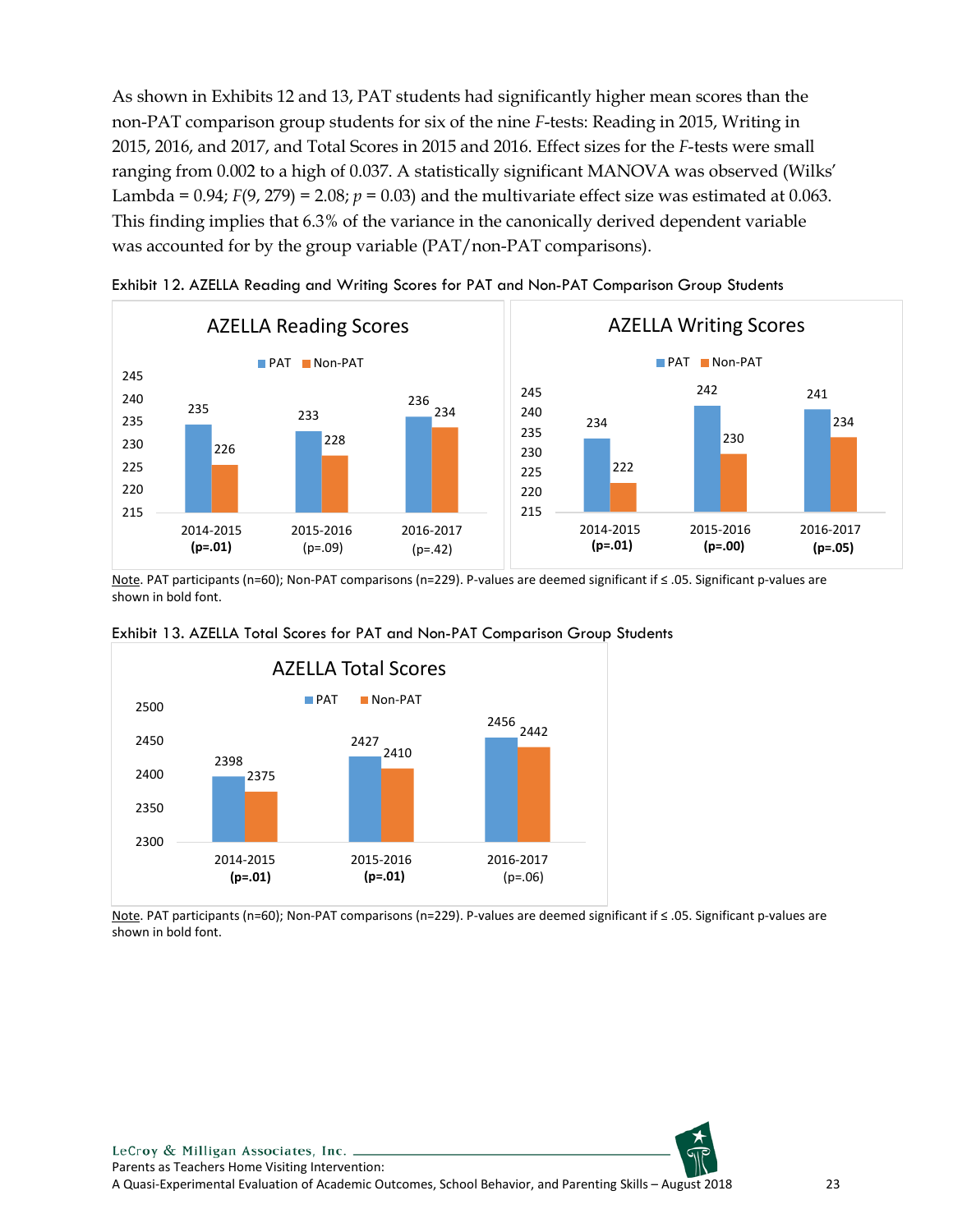As shown in Exhibits 12 and 13, PAT students had significantly higher mean scores than the non-PAT comparison group students for six of the nine *F*-tests: Reading in 2015, Writing in 2015, 2016, and 2017, and Total Scores in 2015 and 2016. Effect sizes for the *F*-tests were small ranging from 0.002 to a high of 0.037. A statistically significant MANOVA was observed (Wilks' Lambda = 0.94; $F(9, 279) = 2.08$; $p = 0.03$) and the multivariate effect size was estimated at 0.063. This finding implies that 6.3% of the variance in the canonically derived dependent variable was accounted for by the group variable (PAT/non-PAT comparisons).

Exhibit 12. AZELLA Reading and Writing Scores for PAT and Non-PAT Comparison Group Students

**AZELLA Reading Scores**

| Year | PAT | Non-PAT |
|---|---|---|
| 2014-2015 (**p=.01**) | 235 | 226 |
| 2015-2016 (p=.09) | 233 | 228 |
| 2016-2017 (p=.42) | 236 | 234 |

**AZELLA Writing Scores**

| Year | PAT | Non-PAT |
|---|---|---|
| 2014-2015 (**p=.01**) | 234 | 222 |
| 2015-2016 (**p=.00**) | 242 | 230 |
| 2016-2017 (**p=.05**) | 241 | 234 |

Note. PAT participants (n=60); Non-PAT comparisons (n=229). P-values are deemed significant if ≤ .05. Significant p-values are shown in bold font.

Exhibit 13. AZELLA Total Scores for PAT and Non-PAT Comparison Group Students

**AZELLA Total Scores**

| Year | PAT | Non-PAT |
|---|---|---|
| 2014-2015 (**p=.01**) | 2398 | 2375 |
| 2015-2016 (**p=.01**) | 2427 | 2410 |
| 2016-2017 (p=.06) | 2456 | 2442 |

Note. PAT participants (n=60); Non-PAT comparisons (n=229). P-values are deemed significant if ≤ .05. Significant p-values are shown in bold font.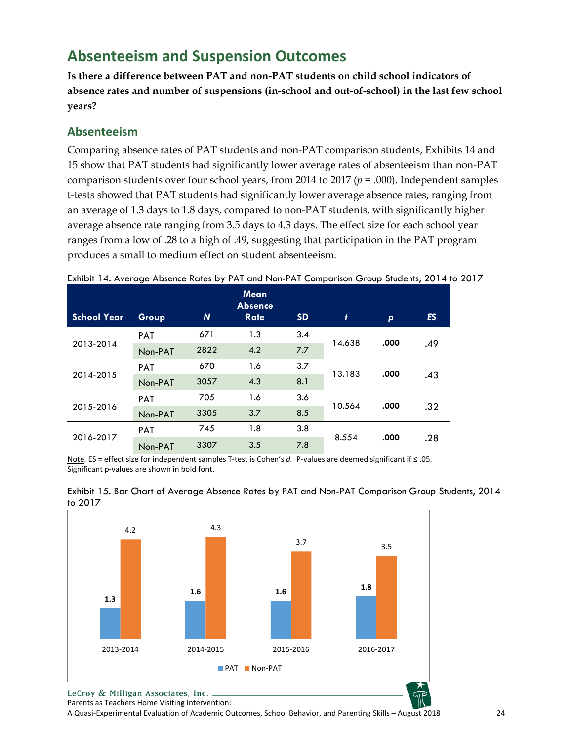## Absenteeism and Suspension Outcomes

**Is there a difference between PAT and non-PAT students on child school indicators of absence rates and number of suspensions (in-school and out-of-school) in the last few school years?**

### Absenteeism

Comparing absence rates of PAT students and non-PAT comparison students, Exhibits 14 and 15 show that PAT students had significantly lower average rates of absenteeism than non-PAT comparison students over four school years, from 2014 to 2017 ($p = .000$). Independent samples t-tests showed that PAT students had significantly lower average absence rates, ranging from an average of 1.3 days to 1.8 days, compared to non-PAT students, with significantly higher average absence rate ranging from 3.5 days to 4.3 days. The effect size for each school year ranges from a low of .28 to a high of .49, suggesting that participation in the PAT program produces a small to medium effect on student absenteeism.

Exhibit 14. Average Absence Rates by PAT and Non-PAT Comparison Group Students, 2014 to 2017

| School Year | Group | *N* | Mean Absence Rate | SD | *t* | *p* | *ES* |
|---|---|---|---|---|---|---|---|
| 2013-2014 | PAT | 671 | 1.3 | 3.4 | 14.638 | **.000** | .49 |
| | Non-PAT | 2822 | 4.2 | 7.7 | | | |
| 2014-2015 | PAT | 670 | 1.6 | 3.7 | 13.183 | **.000** | .43 |
| | Non-PAT | 3057 | 4.3 | 8.1 | | | |
| 2015-2016 | PAT | 705 | 1.6 | 3.6 | 10.564 | **.000** | .32 |
| | Non-PAT | 3305 | 3.7 | 8.5 | | | |
| 2016-2017 | PAT | 745 | 1.8 | 3.8 | 8.554 | **.000** | .28 |
| | Non-PAT | 3307 | 3.5 | 7.8 | | | |

Note. ES = effect size for independent samples T-test is Cohen's *d*. P-values are deemed significant if ≤ .05. Significant p-values are shown in bold font.

Exhibit 15. Bar Chart of Average Absence Rates by PAT and Non-PAT Comparison Group Students, 2014 to 2017

| School Year | PAT | Non-PAT |
|---|---|---|
| 2013-2014 | 1.3 | 4.2 |
| 2014-2015 | 1.6 | 4.3 |
| 2015-2016 | 1.6 | 3.7 |
| 2016-2017 | 1.8 | 3.5 |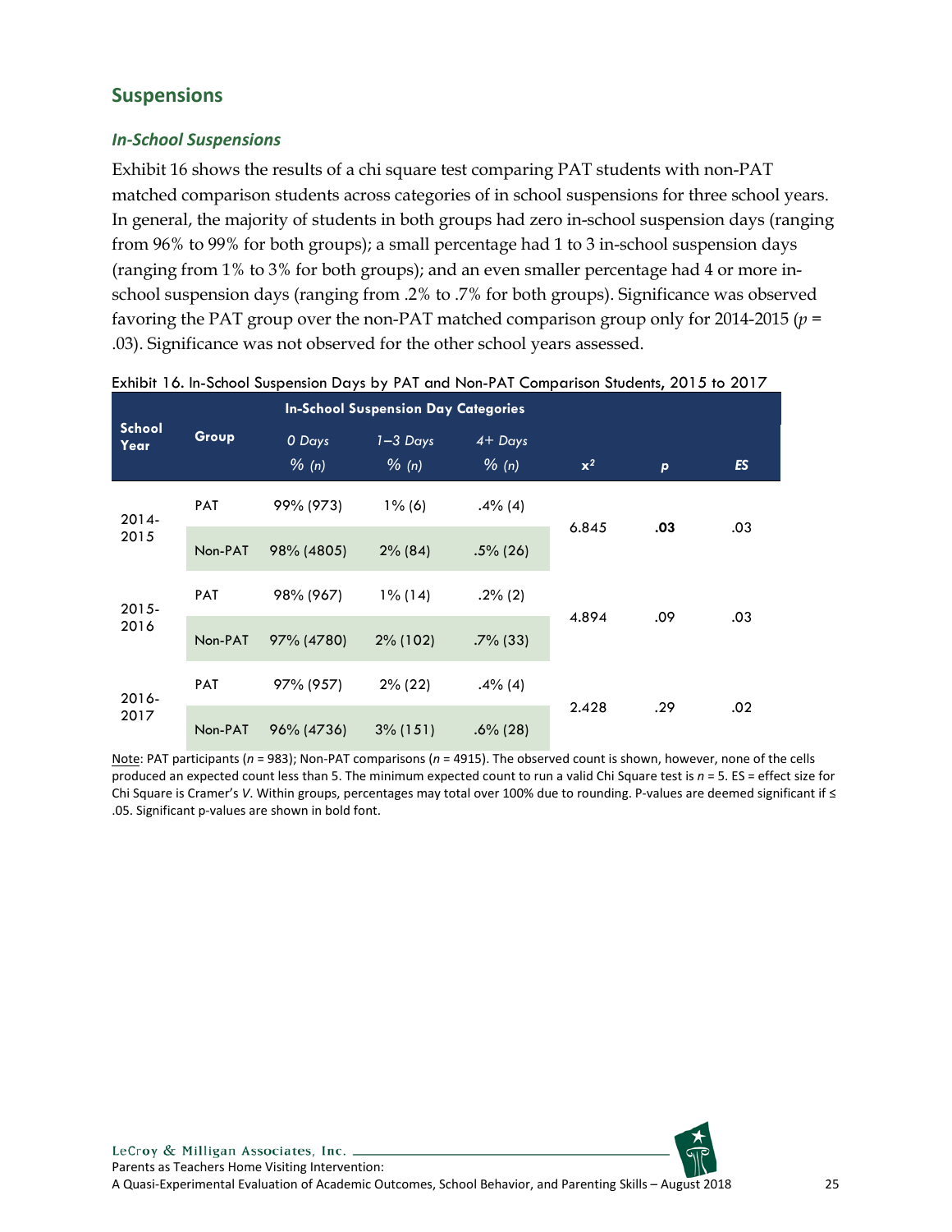## Suspensions

### *In-School Suspensions*

Exhibit 16 shows the results of a chi square test comparing PAT students with non-PAT matched comparison students across categories of in school suspensions for three school years. In general, the majority of students in both groups had zero in-school suspension days (ranging from 96% to 99% for both groups); a small percentage had 1 to 3 in-school suspension days (ranging from 1% to 3% for both groups); and an even smaller percentage had 4 or more in-school suspension days (ranging from .2% to .7% for both groups). Significance was observed favoring the PAT group over the non-PAT matched comparison group only for 2014-2015 ($p$ = .03). Significance was not observed for the other school years assessed.

Exhibit 16. In-School Suspension Days by PAT and Non-PAT Comparison Students, 2015 to 2017

| School Year | Group | In-School Suspension Day Categories | | | | | |
|---|---|---|---|---|---|---|---|
| | | *0 Days* *% (n)* | *1–3 Days* *% (n)* | *4+ Days* *% (n)* | $x^2$ | ***p*** | ***ES*** |
| 2014-2015 | PAT | 99% (973) | 1% (6) | .4% (4) | 6.845 | **.03** | .03 |
| | Non-PAT | 98% (4805) | 2% (84) | .5% (26) | | | |
| 2015-2016 | PAT | 98% (967) | 1% (14) | .2% (2) | 4.894 | .09 | .03 |
| | Non-PAT | 97% (4780) | 2% (102) | .7% (33) | | | |
| 2016-2017 | PAT | 97% (957) | 2% (22) | .4% (4) | 2.428 | .29 | .02 |
| | Non-PAT | 96% (4736) | 3% (151) | .6% (28) | | | |

Note: PAT participants ($n$ = 983); Non-PAT comparisons ($n$ = 4915). The observed count is shown, however, none of the cells produced an expected count less than 5. The minimum expected count to run a valid Chi Square test is $n$ = 5. ES = effect size for Chi Square is Cramer's *V*. Within groups, percentages may total over 100% due to rounding. P-values are deemed significant if ≤ .05. Significant p-values are shown in bold font.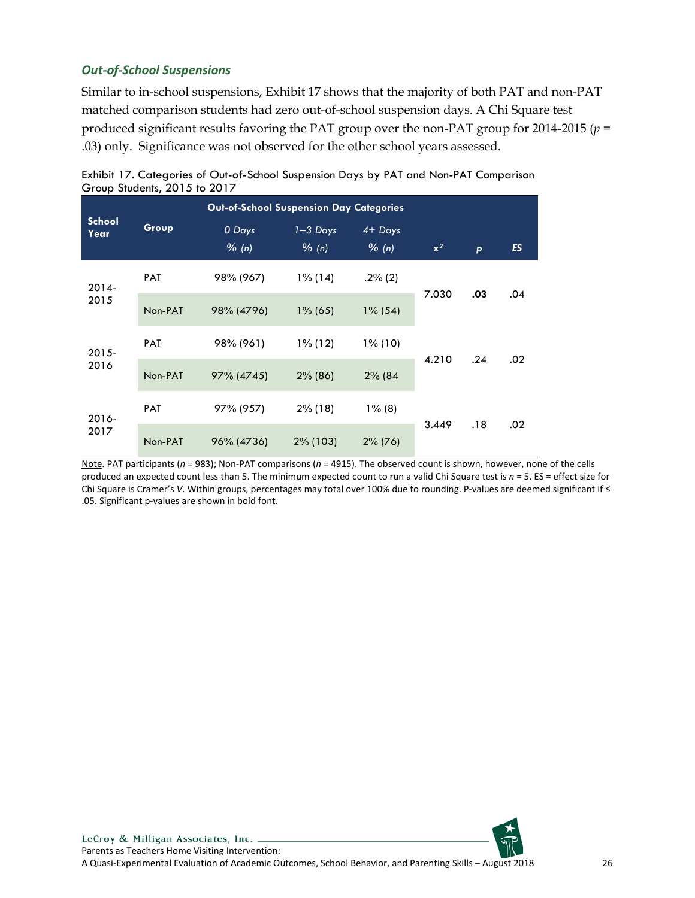### *Out-of-School Suspensions*

Similar to in-school suspensions, Exhibit 17 shows that the majority of both PAT and non-PAT matched comparison students had zero out-of-school suspension days. A Chi Square test produced significant results favoring the PAT group over the non-PAT group for 2014-2015 ($p$ = .03) only. Significance was not observed for the other school years assessed.

Exhibit 17. Categories of Out-of-School Suspension Days by PAT and Non-PAT Comparison Group Students, 2015 to 2017

| School Year | Group | Out-of-School Suspension Day Categories | | | | | |
|---|---|---|---|---|---|---|---|
| | | *0 Days* % (n) | *1–3 Days* % (n) | *4+ Days* % (n) | $x^2$ | $p$ | *ES* |
| 2014-2015 | PAT | 98% (967) | 1% (14) | .2% (2) | 7.030 | **.03** | .04 |
| | Non-PAT | 98% (4796) | 1% (65) | 1% (54) | | | |
| 2015-2016 | PAT | 98% (961) | 1% (12) | 1% (10) | 4.210 | .24 | .02 |
| | Non-PAT | 97% (4745) | 2% (86) | 2% (84 | | | |
| 2016-2017 | PAT | 97% (957) | 2% (18) | 1% (8) | 3.449 | .18 | .02 |
| | Non-PAT | 96% (4736) | 2% (103) | 2% (76) | | | |

Note. PAT participants ($n$ = 983); Non-PAT comparisons ($n$ = 4915). The observed count is shown, however, none of the cells produced an expected count less than 5. The minimum expected count to run a valid Chi Square test is $n$ = 5. ES = effect size for Chi Square is Cramer's $V$. Within groups, percentages may total over 100% due to rounding. P-values are deemed significant if ≤ .05. Significant p-values are shown in bold font.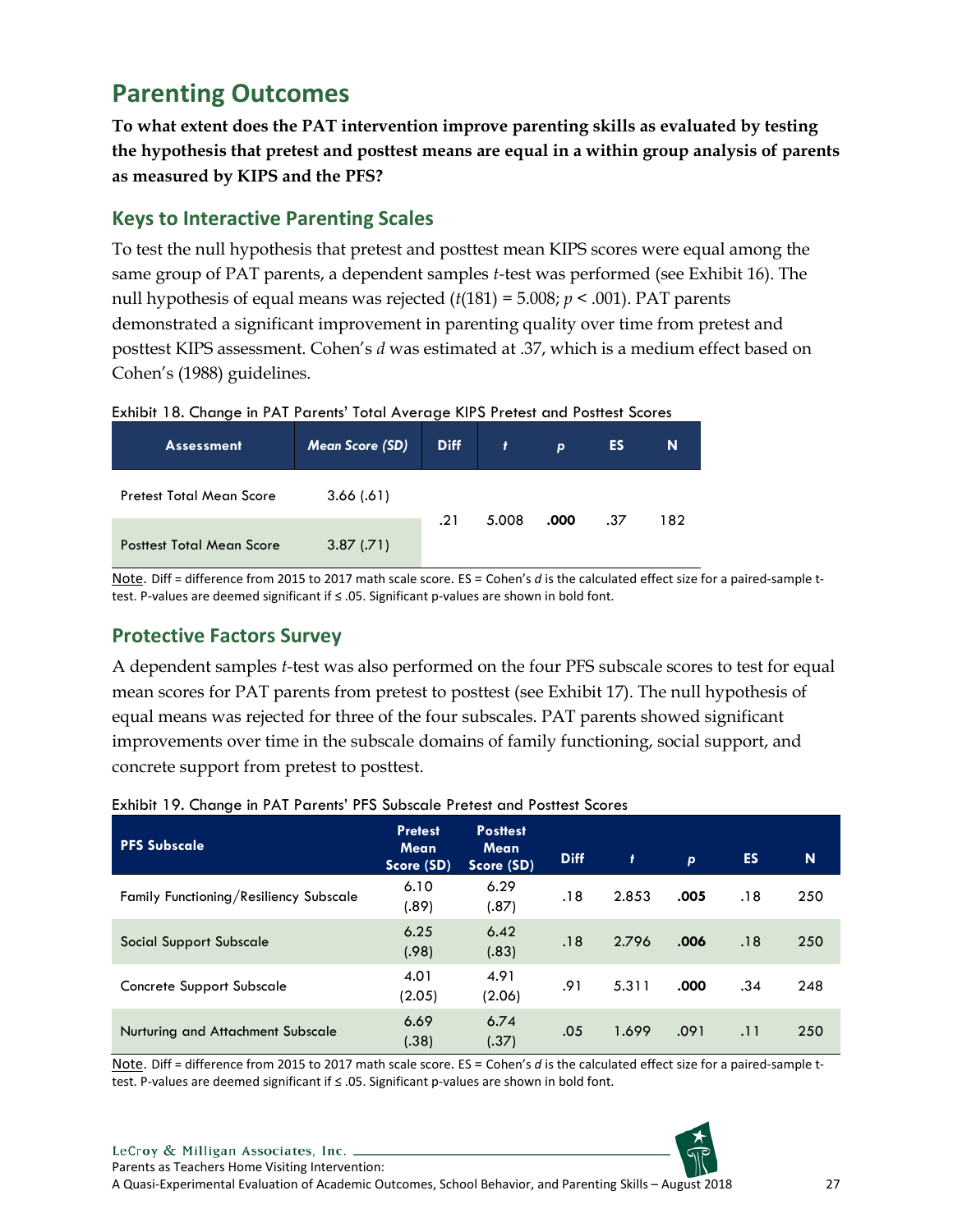# Parenting Outcomes

**To what extent does the PAT intervention improve parenting skills as evaluated by testing the hypothesis that pretest and posttest means are equal in a within group analysis of parents as measured by KIPS and the PFS?**

## Keys to Interactive Parenting Scales

To test the null hypothesis that pretest and posttest mean KIPS scores were equal among the same group of PAT parents, a dependent samples *t*-test was performed (see Exhibit 16). The null hypothesis of equal means was rejected ($t(181) = 5.008$; $p < .001$). PAT parents demonstrated a significant improvement in parenting quality over time from pretest and posttest KIPS assessment. Cohen's *d* was estimated at .37, which is a medium effect based on Cohen's (1988) guidelines.

Exhibit 18. Change in PAT Parents' Total Average KIPS Pretest and Posttest Scores

| Assessment | *Mean Score (SD)* | Diff | *t* | *p* | ES | N |
|---|---|---|---|---|---|---|
| Pretest Total Mean Score | 3.66 (.61) | .21 | 5.008 | **.000** | .37 | 182 |
| Posttest Total Mean Score | 3.87 (.71) | | | | | |

Note. Diff = difference from 2015 to 2017 math scale score. ES = Cohen's *d* is the calculated effect size for a paired-sample t-test. P-values are deemed significant if ≤ .05. Significant p-values are shown in bold font.

## Protective Factors Survey

A dependent samples *t*-test was also performed on the four PFS subscale scores to test for equal mean scores for PAT parents from pretest to posttest (see Exhibit 17). The null hypothesis of equal means was rejected for three of the four subscales. PAT parents showed significant improvements over time in the subscale domains of family functioning, social support, and concrete support from pretest to posttest.

Exhibit 19. Change in PAT Parents' PFS Subscale Pretest and Posttest Scores

| PFS Subscale | Pretest Mean Score (SD) | Posttest Mean Score (SD) | Diff | *t* | *p* | ES | N |
|---|---|---|---|---|---|---|---|
| Family Functioning/Resiliency Subscale | 6.10 (.89) | 6.29 (.87) | .18 | 2.853 | **.005** | .18 | 250 |
| Social Support Subscale | 6.25 (.98) | 6.42 (.83) | .18 | 2.796 | **.006** | .18 | 250 |
| Concrete Support Subscale | 4.01 (2.05) | 4.91 (2.06) | .91 | 5.311 | **.000** | .34 | 248 |
| Nurturing and Attachment Subscale | 6.69 (.38) | 6.74 (.37) | .05 | 1.699 | .091 | .11 | 250 |

Note. Diff = difference from 2015 to 2017 math scale score. ES = Cohen's *d* is the calculated effect size for a paired-sample t-test. P-values are deemed significant if ≤ .05. Significant p-values are shown in bold font.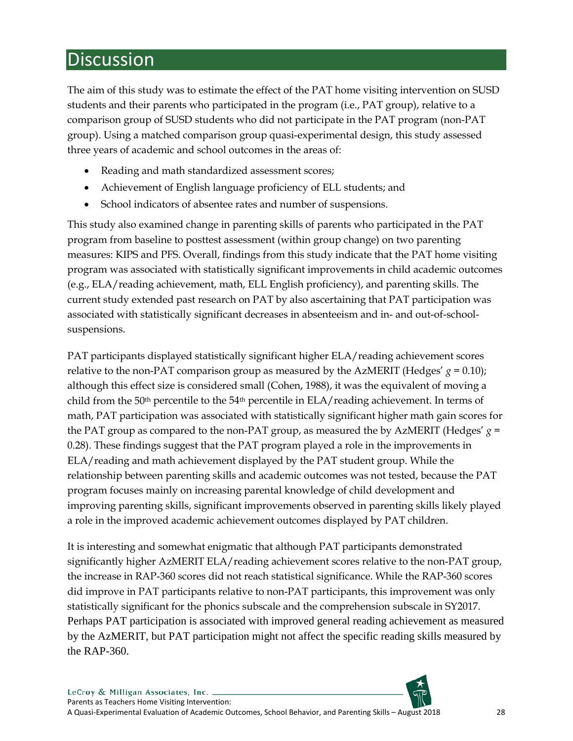# Discussion

The aim of this study was to estimate the effect of the PAT home visiting intervention on SUSD students and their parents who participated in the program (i.e., PAT group), relative to a comparison group of SUSD students who did not participate in the PAT program (non-PAT group). Using a matched comparison group quasi-experimental design, this study assessed three years of academic and school outcomes in the areas of:

- Reading and math standardized assessment scores;
- Achievement of English language proficiency of ELL students; and
- School indicators of absentee rates and number of suspensions.

This study also examined change in parenting skills of parents who participated in the PAT program from baseline to posttest assessment (within group change) on two parenting measures: KIPS and PFS. Overall, findings from this study indicate that the PAT home visiting program was associated with statistically significant improvements in child academic outcomes (e.g., ELA/reading achievement, math, ELL English proficiency), and parenting skills. The current study extended past research on PAT by also ascertaining that PAT participation was associated with statistically significant decreases in absenteeism and in- and out-of-school-suspensions.

PAT participants displayed statistically significant higher ELA/reading achievement scores relative to the non-PAT comparison group as measured by the AzMERIT (Hedges' $g = 0.10$); although this effect size is considered small (Cohen, 1988), it was the equivalent of moving a child from the 50th percentile to the 54th percentile in ELA/reading achievement. In terms of math, PAT participation was associated with statistically significant higher math gain scores for the PAT group as compared to the non-PAT group, as measured the by AzMERIT (Hedges' $g = 0.28$). These findings suggest that the PAT program played a role in the improvements in ELA/reading and math achievement displayed by the PAT student group. While the relationship between parenting skills and academic outcomes was not tested, because the PAT program focuses mainly on increasing parental knowledge of child development and improving parenting skills, significant improvements observed in parenting skills likely played a role in the improved academic achievement outcomes displayed by PAT children.

It is interesting and somewhat enigmatic that although PAT participants demonstrated significantly higher AzMERIT ELA/reading achievement scores relative to the non-PAT group, the increase in RAP-360 scores did not reach statistical significance. While the RAP-360 scores did improve in PAT participants relative to non-PAT participants, this improvement was only statistically significant for the phonics subscale and the comprehension subscale in SY2017. Perhaps PAT participation is associated with improved general reading achievement as measured by the AzMERIT, but PAT participation might not affect the specific reading skills measured by the RAP-360.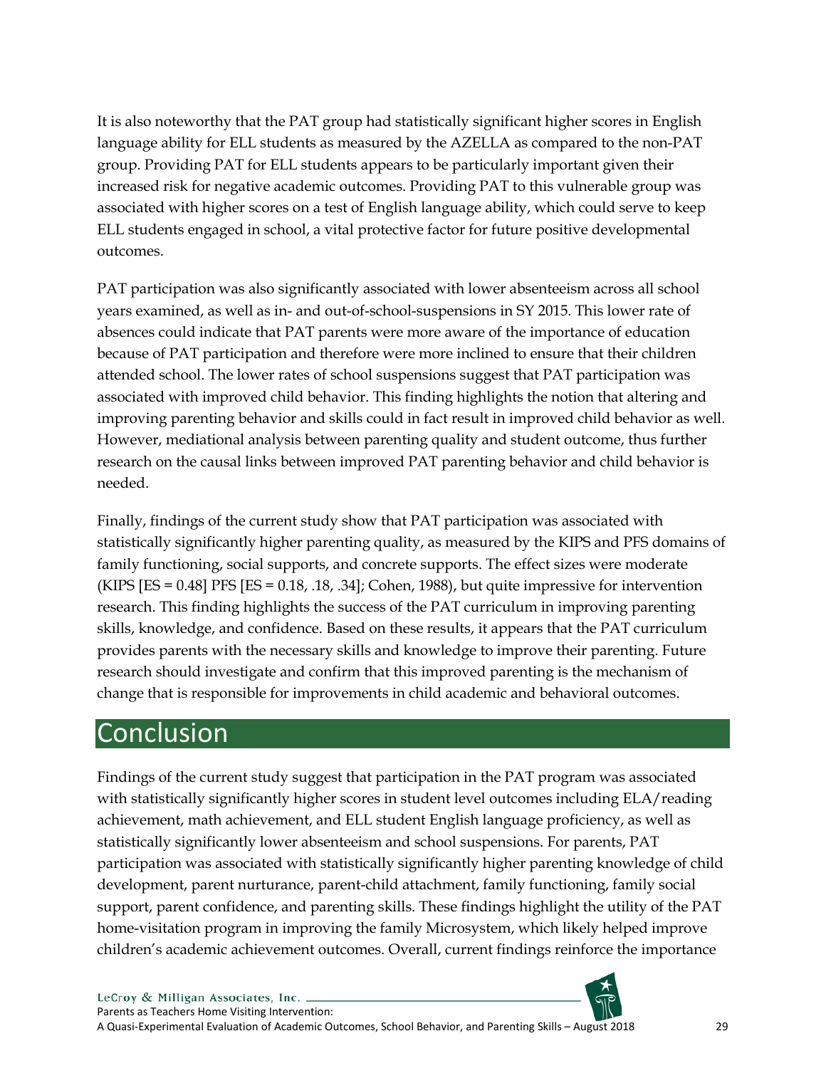It is also noteworthy that the PAT group had statistically significant higher scores in English language ability for ELL students as measured by the AZELLA as compared to the non-PAT group. Providing PAT for ELL students appears to be particularly important given their increased risk for negative academic outcomes. Providing PAT to this vulnerable group was associated with higher scores on a test of English language ability, which could serve to keep ELL students engaged in school, a vital protective factor for future positive developmental outcomes.

PAT participation was also significantly associated with lower absenteeism across all school years examined, as well as in- and out-of-school-suspensions in SY 2015. This lower rate of absences could indicate that PAT parents were more aware of the importance of education because of PAT participation and therefore were more inclined to ensure that their children attended school. The lower rates of school suspensions suggest that PAT participation was associated with improved child behavior. This finding highlights the notion that altering and improving parenting behavior and skills could in fact result in improved child behavior as well. However, mediational analysis between parenting quality and student outcome, thus further research on the causal links between improved PAT parenting behavior and child behavior is needed.

Finally, findings of the current study show that PAT participation was associated with statistically significantly higher parenting quality, as measured by the KIPS and PFS domains of family functioning, social supports, and concrete supports. The effect sizes were moderate (KIPS [ES = 0.48] PFS [ES = 0.18, .18, .34]; Cohen, 1988), but quite impressive for intervention research. This finding highlights the success of the PAT curriculum in improving parenting skills, knowledge, and confidence. Based on these results, it appears that the PAT curriculum provides parents with the necessary skills and knowledge to improve their parenting. Future research should investigate and confirm that this improved parenting is the mechanism of change that is responsible for improvements in child academic and behavioral outcomes.

# Conclusion

Findings of the current study suggest that participation in the PAT program was associated with statistically significantly higher scores in student level outcomes including ELA/reading achievement, math achievement, and ELL student English language proficiency, as well as statistically significantly lower absenteeism and school suspensions. For parents, PAT participation was associated with statistically significantly higher parenting knowledge of child development, parent nurturance, parent-child attachment, family functioning, family social support, parent confidence, and parenting skills. These findings highlight the utility of the PAT home-visitation program in improving the family Microsystem, which likely helped improve children's academic achievement outcomes. Overall, current findings reinforce the importance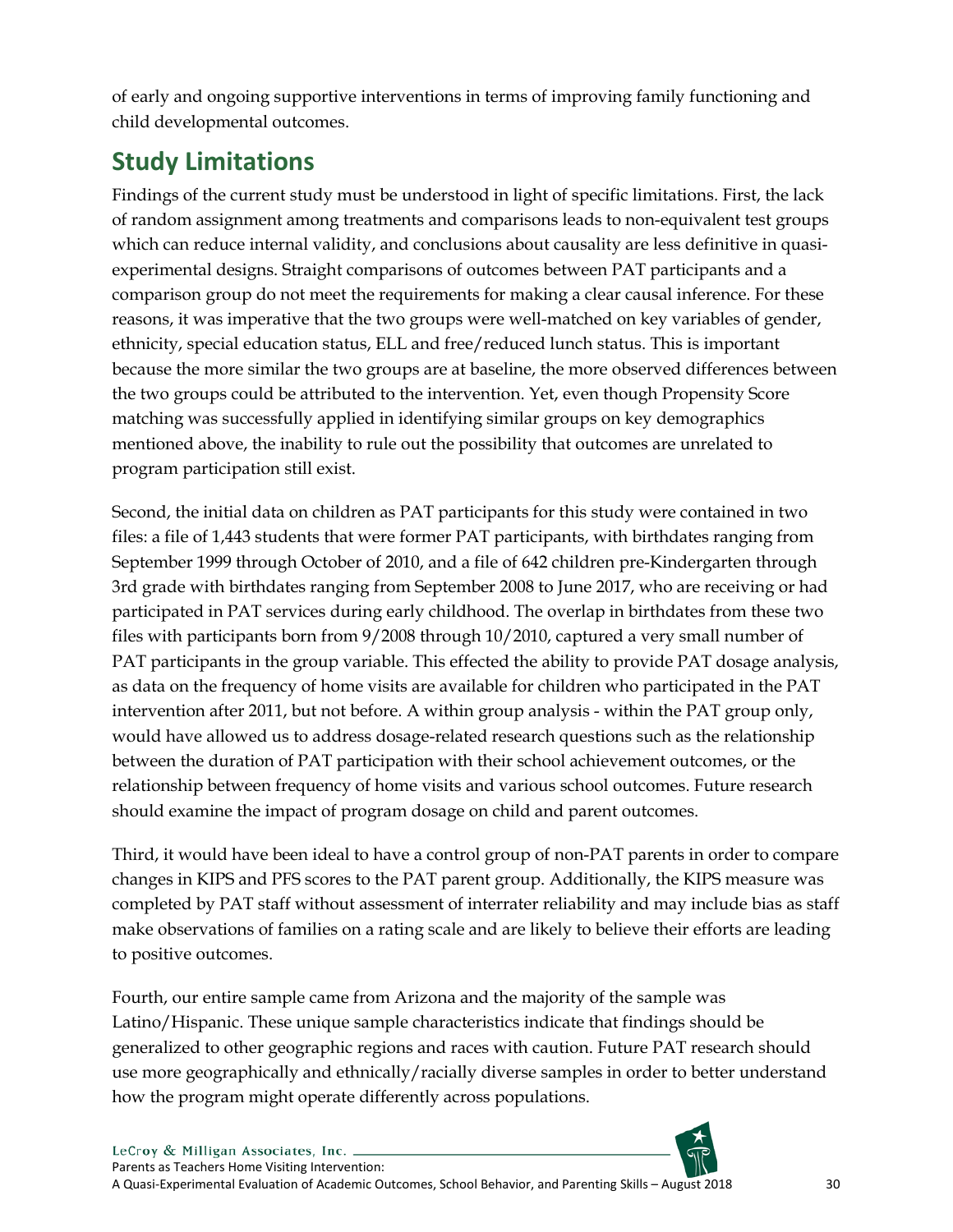of early and ongoing supportive interventions in terms of improving family functioning and child developmental outcomes.

## Study Limitations

Findings of the current study must be understood in light of specific limitations. First, the lack of random assignment among treatments and comparisons leads to non-equivalent test groups which can reduce internal validity, and conclusions about causality are less definitive in quasi-experimental designs. Straight comparisons of outcomes between PAT participants and a comparison group do not meet the requirements for making a clear causal inference. For these reasons, it was imperative that the two groups were well-matched on key variables of gender, ethnicity, special education status, ELL and free/reduced lunch status. This is important because the more similar the two groups are at baseline, the more observed differences between the two groups could be attributed to the intervention. Yet, even though Propensity Score matching was successfully applied in identifying similar groups on key demographics mentioned above, the inability to rule out the possibility that outcomes are unrelated to program participation still exist.

Second, the initial data on children as PAT participants for this study were contained in two files: a file of 1,443 students that were former PAT participants, with birthdates ranging from September 1999 through October of 2010, and a file of 642 children pre-Kindergarten through 3rd grade with birthdates ranging from September 2008 to June 2017, who are receiving or had participated in PAT services during early childhood. The overlap in birthdates from these two files with participants born from 9/2008 through 10/2010, captured a very small number of PAT participants in the group variable. This effected the ability to provide PAT dosage analysis, as data on the frequency of home visits are available for children who participated in the PAT intervention after 2011, but not before. A within group analysis - within the PAT group only, would have allowed us to address dosage-related research questions such as the relationship between the duration of PAT participation with their school achievement outcomes, or the relationship between frequency of home visits and various school outcomes. Future research should examine the impact of program dosage on child and parent outcomes.

Third, it would have been ideal to have a control group of non-PAT parents in order to compare changes in KIPS and PFS scores to the PAT parent group. Additionally, the KIPS measure was completed by PAT staff without assessment of interrater reliability and may include bias as staff make observations of families on a rating scale and are likely to believe their efforts are leading to positive outcomes.

Fourth, our entire sample came from Arizona and the majority of the sample was Latino/Hispanic. These unique sample characteristics indicate that findings should be generalized to other geographic regions and races with caution. Future PAT research should use more geographically and ethnically/racially diverse samples in order to better understand how the program might operate differently across populations.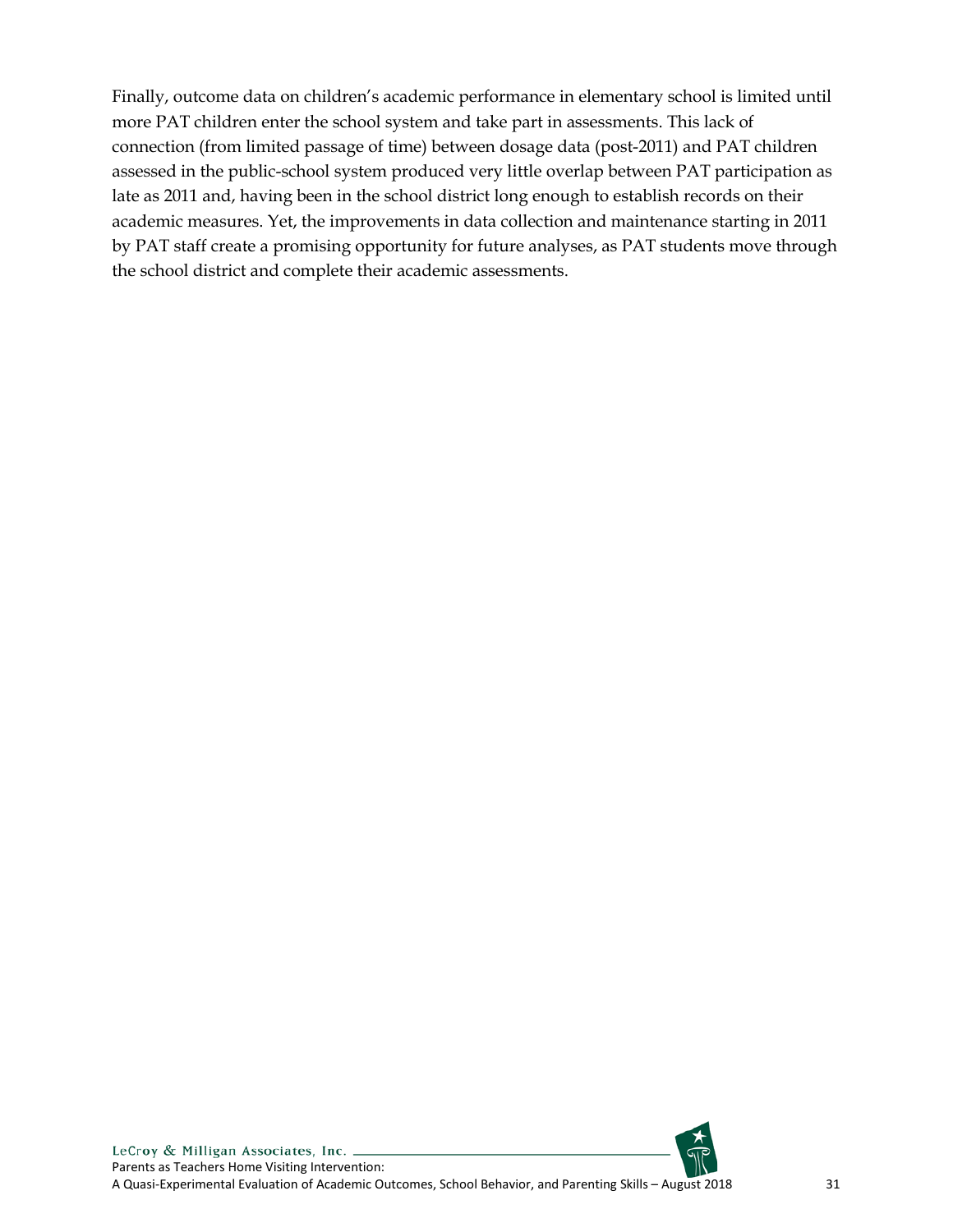Finally, outcome data on children's academic performance in elementary school is limited until more PAT children enter the school system and take part in assessments. This lack of connection (from limited passage of time) between dosage data (post-2011) and PAT children assessed in the public-school system produced very little overlap between PAT participation as late as 2011 and, having been in the school district long enough to establish records on their academic measures. Yet, the improvements in data collection and maintenance starting in 2011 by PAT staff create a promising opportunity for future analyses, as PAT students move through the school district and complete their academic assessments.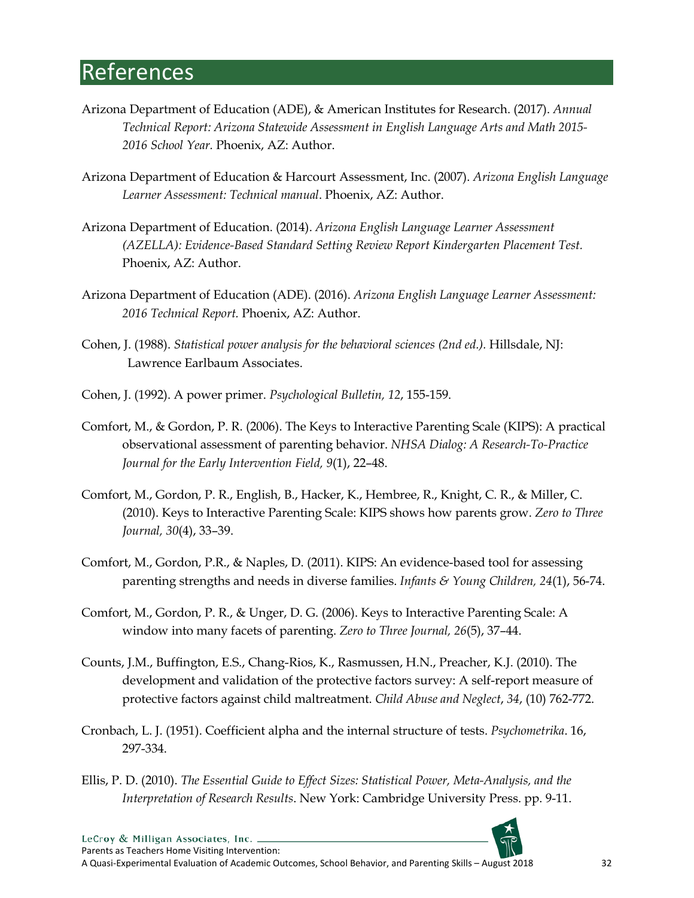# References

Arizona Department of Education (ADE), & American Institutes for Research. (2017). *Annual Technical Report: Arizona Statewide Assessment in English Language Arts and Math 2015-2016 School Year.* Phoenix, AZ: Author.

Arizona Department of Education & Harcourt Assessment, Inc. (2007). *Arizona English Language Learner Assessment: Technical manual*. Phoenix, AZ: Author.

Arizona Department of Education. (2014). *Arizona English Language Learner Assessment (AZELLA): Evidence-Based Standard Setting Review Report Kindergarten Placement Test.* Phoenix, AZ: Author.

Arizona Department of Education (ADE). (2016). *Arizona English Language Learner Assessment: 2016 Technical Report.* Phoenix, AZ: Author.

Cohen, J. (1988). *Statistical power analysis for the behavioral sciences (2nd ed.).* Hillsdale, NJ: Lawrence Earlbaum Associates.

Cohen, J. (1992). A power primer. *Psychological Bulletin, 12*, 155-159.

Comfort, M., & Gordon, P. R. (2006). The Keys to Interactive Parenting Scale (KIPS): A practical observational assessment of parenting behavior. *NHSA Dialog: A Research-To-Practice Journal for the Early Intervention Field, 9*(1), 22–48.

Comfort, M., Gordon, P. R., English, B., Hacker, K., Hembree, R., Knight, C. R., & Miller, C. (2010). Keys to Interactive Parenting Scale: KIPS shows how parents grow. *Zero to Three Journal, 30*(4), 33–39.

Comfort, M., Gordon, P.R., & Naples, D. (2011). KIPS: An evidence-based tool for assessing parenting strengths and needs in diverse families. *Infants & Young Children, 24*(1), 56-74.

Comfort, M., Gordon, P. R., & Unger, D. G. (2006). Keys to Interactive Parenting Scale: A window into many facets of parenting. *Zero to Three Journal, 26*(5), 37–44.

Counts, J.M., Buffington, E.S., Chang-Rios, K., Rasmussen, H.N., Preacher, K.J. (2010). The development and validation of the protective factors survey: A self-report measure of protective factors against child maltreatment. *Child Abuse and Neglect*, *34*, (10) 762-772.

Cronbach, L. J. (1951). Coefficient alpha and the internal structure of tests. *Psychometrika*. 16, 297-334.

Ellis, P. D. (2010). *The Essential Guide to Effect Sizes: Statistical Power, Meta-Analysis, and the Interpretation of Research Results*. New York: Cambridge University Press. pp. 9-11.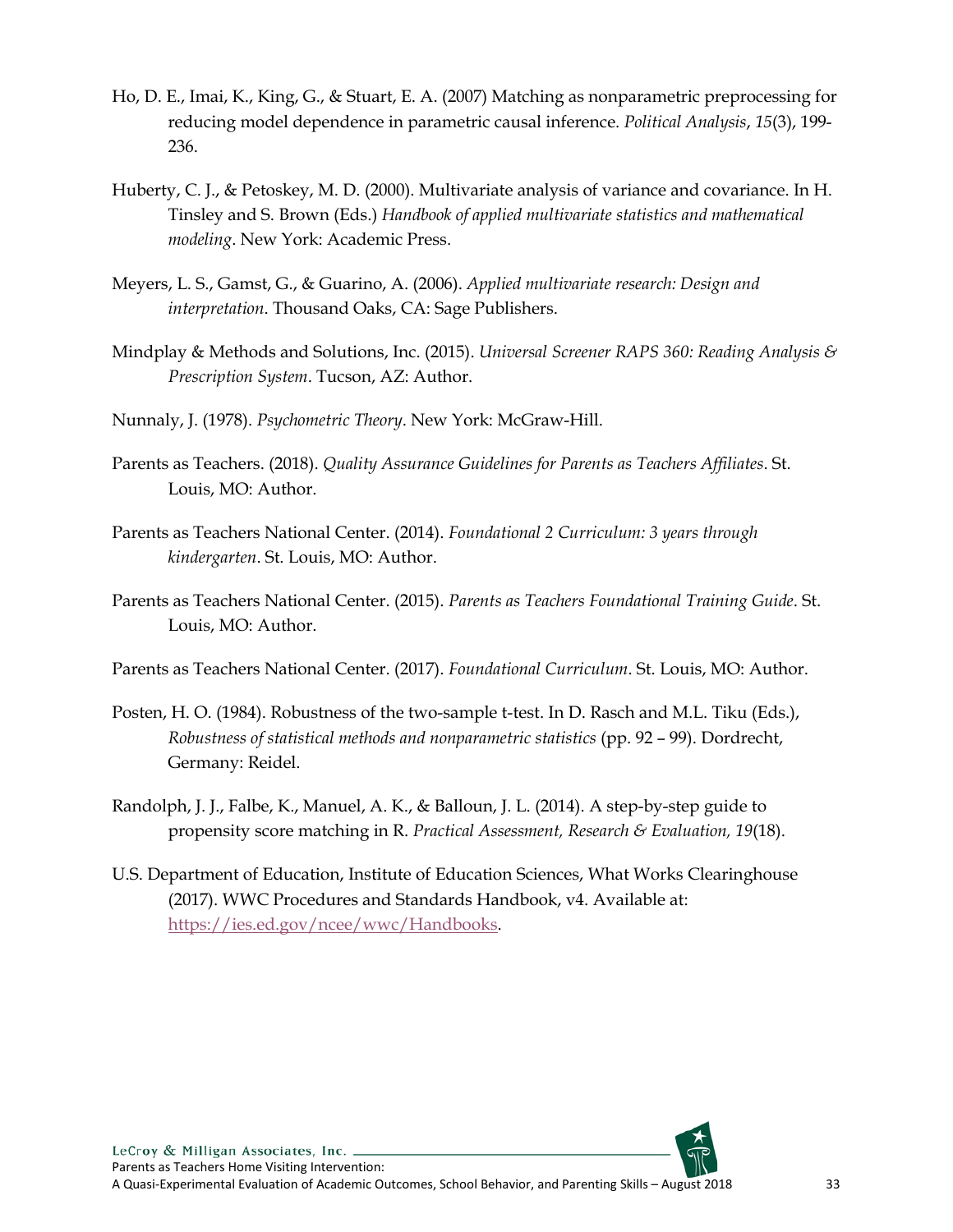Ho, D. E., Imai, K., King, G., & Stuart, E. A. (2007) Matching as nonparametric preprocessing for reducing model dependence in parametric causal inference. *Political Analysis*, *15*(3), 199-236.

Huberty, C. J., & Petoskey, M. D. (2000). Multivariate analysis of variance and covariance. In H. Tinsley and S. Brown (Eds.) *Handbook of applied multivariate statistics and mathematical modeling*. New York: Academic Press.

Meyers, L. S., Gamst, G., & Guarino, A. (2006). *Applied multivariate research: Design and interpretation*. Thousand Oaks, CA: Sage Publishers.

Mindplay & Methods and Solutions, Inc. (2015). *Universal Screener RAPS 360: Reading Analysis & Prescription System*. Tucson, AZ: Author.

Nunnaly, J. (1978). *Psychometric Theory*. New York: McGraw-Hill.

Parents as Teachers. (2018). *Quality Assurance Guidelines for Parents as Teachers Affiliates*. St. Louis, MO: Author.

Parents as Teachers National Center. (2014). *Foundational 2 Curriculum: 3 years through kindergarten*. St. Louis, MO: Author.

Parents as Teachers National Center. (2015). *Parents as Teachers Foundational Training Guide*. St. Louis, MO: Author.

Parents as Teachers National Center. (2017). *Foundational Curriculum*. St. Louis, MO: Author.

Posten, H. O. (1984). Robustness of the two-sample t-test. In D. Rasch and M.L. Tiku (Eds.), *Robustness of statistical methods and nonparametric statistics* (pp. 92 – 99). Dordrecht, Germany: Reidel.

Randolph, J. J., Falbe, K., Manuel, A. K., & Balloun, J. L. (2014). A step-by-step guide to propensity score matching in R. *Practical Assessment, Research & Evaluation, 19*(18).

U.S. Department of Education, Institute of Education Sciences, What Works Clearinghouse (2017). WWC Procedures and Standards Handbook, v4. Available at: https://ies.ed.gov/ncee/wwc/Handbooks.